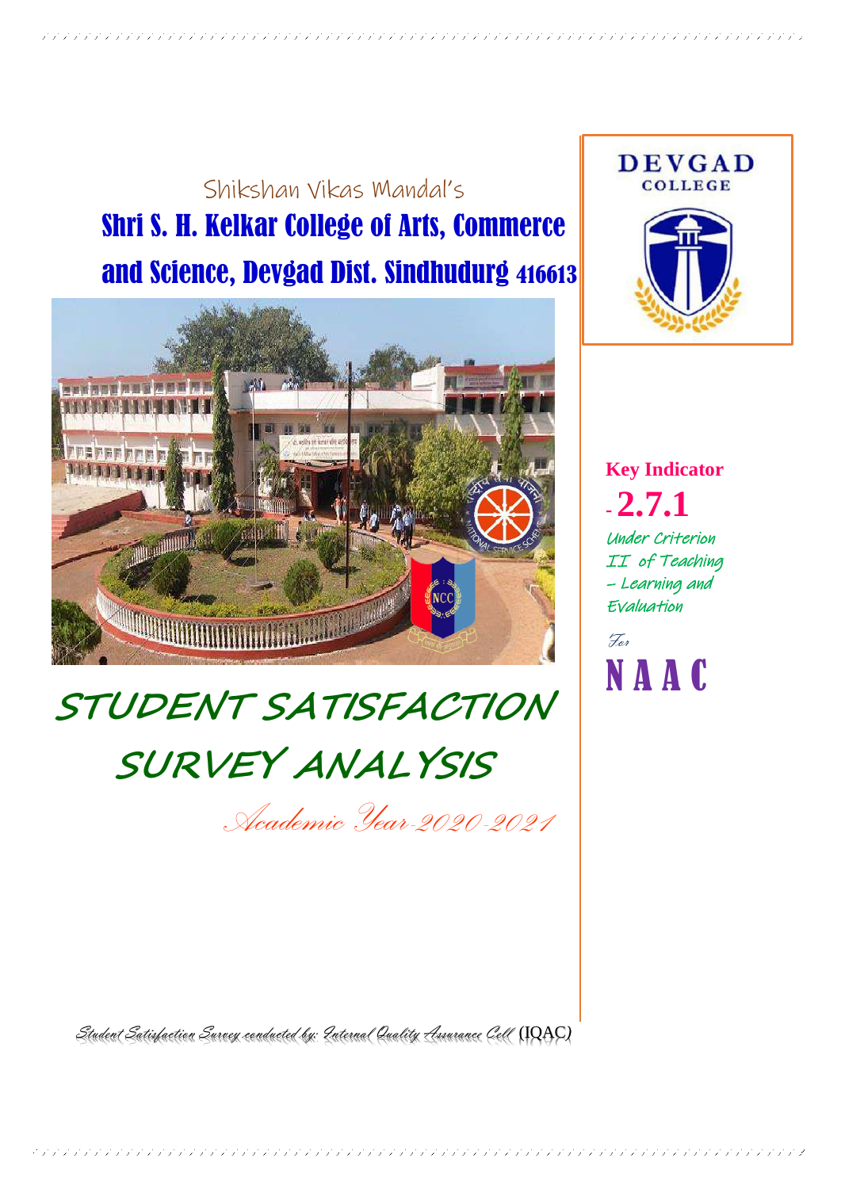Shikshan Vikas Mandal's

# Shri S. H. Kelkar College of Arts, Commerce and Science, Devgad Dist. Sindhudurg 416613

DEVGAD COLLEGE

# STUDENT SATISFACTION SURVEY ANALYSIS

*Academic Year-2020-2021*

**Key Indicator - 2.7.1**

*Under Criterion II of Teaching – Learning and Evaluation*

*For*

# NAAC

*Student Satisfaction Survey conducted by: Internal Quality Assurance Cell* (IQAC)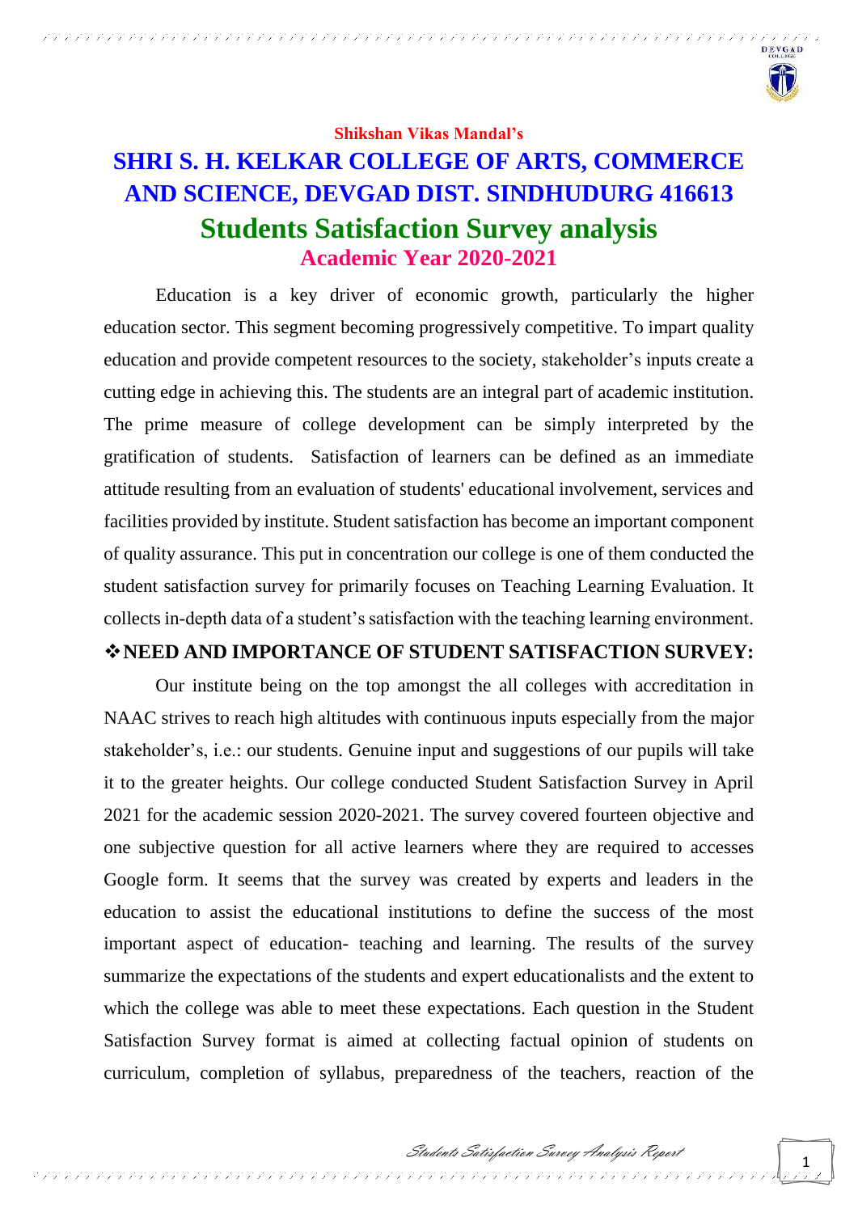Shikshan Vikas Mandal's

# SHRI S. H. KELKAR COLLEGE OF ARTS, COMMERCE AND SCIENCE, DEVGAD DIST. SINDHUDURG 416613

## Students Satisfaction Survey analysis

### Academic Year 2020-2021

Education is a key driver of economic growth, particularly the higher education sector. This segment becoming progressively competitive. To impart quality education and provide competent resources to the society, stakeholder's inputs create a cutting edge in achieving this. The students are an integral part of academic institution. The prime measure of college development can be simply interpreted by the gratification of students. Satisfaction of learners can be defined as an immediate attitude resulting from an evaluation of students' educational involvement, services and facilities provided by institute. Student satisfaction has become an important component of quality assurance. This put in concentration our college is one of them conducted the student satisfaction survey for primarily focuses on Teaching Learning Evaluation. It collects in-depth data of a student's satisfaction with the teaching learning environment.

## ❖NEED AND IMPORTANCE OF STUDENT SATISFACTION SURVEY:

Our institute being on the top amongst the all colleges with accreditation in NAAC strives to reach high altitudes with continuous inputs especially from the major stakeholder's, i.e.: our students. Genuine input and suggestions of our pupils will take it to the greater heights. Our college conducted Student Satisfaction Survey in April 2021 for the academic session 2020-2021. The survey covered fourteen objective and one subjective question for all active learners where they are required to accesses Google form. It seems that the survey was created by experts and leaders in the education to assist the educational institutions to define the success of the most important aspect of education- teaching and learning. The results of the survey summarize the expectations of the students and expert educationalists and the extent to which the college was able to meet these expectations. Each question in the Student Satisfaction Survey format is aimed at collecting factual opinion of students on curriculum, completion of syllabus, preparedness of the teachers, reaction of the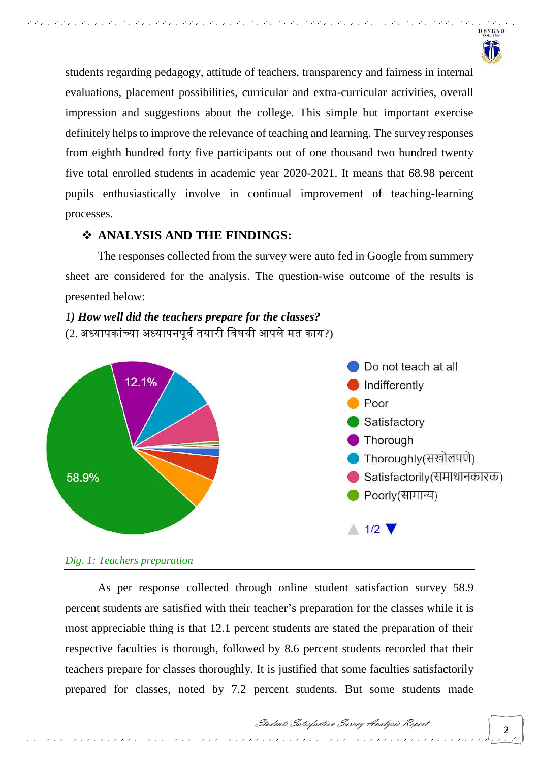students regarding pedagogy, attitude of teachers, transparency and fairness in internal evaluations, placement possibilities, curricular and extra-curricular activities, overall impression and suggestions about the college. This simple but important exercise definitely helps to improve the relevance of teaching and learning. The survey responses from eighth hundred forty five participants out of one thousand two hundred twenty five total enrolled students in academic year 2020-2021. It means that 68.98 percent pupils enthusiastically involve in continual improvement of teaching-learning processes.

## ❖ ANALYSIS AND THE FINDINGS:

The responses collected from the survey were auto fed in Google from summery sheet are considered for the analysis. The question-wise outcome of the results is presented below:

***1) How well did the teachers prepare for the classes?***
(2. अध्यापकांच्या अध्यापनपूर्व तयारी विषयी आपले मत काय?)

*Dig. 1: Teachers preparation*

As per response collected through online student satisfaction survey 58.9 percent students are satisfied with their teacher's preparation for the classes while it is most appreciable thing is that 12.1 percent students are stated the preparation of their respective faculties is thorough, followed by 8.6 percent students recorded that their teachers prepare for classes thoroughly. It is justified that some faculties satisfactorily prepared for classes, noted by 7.2 percent students. But some students made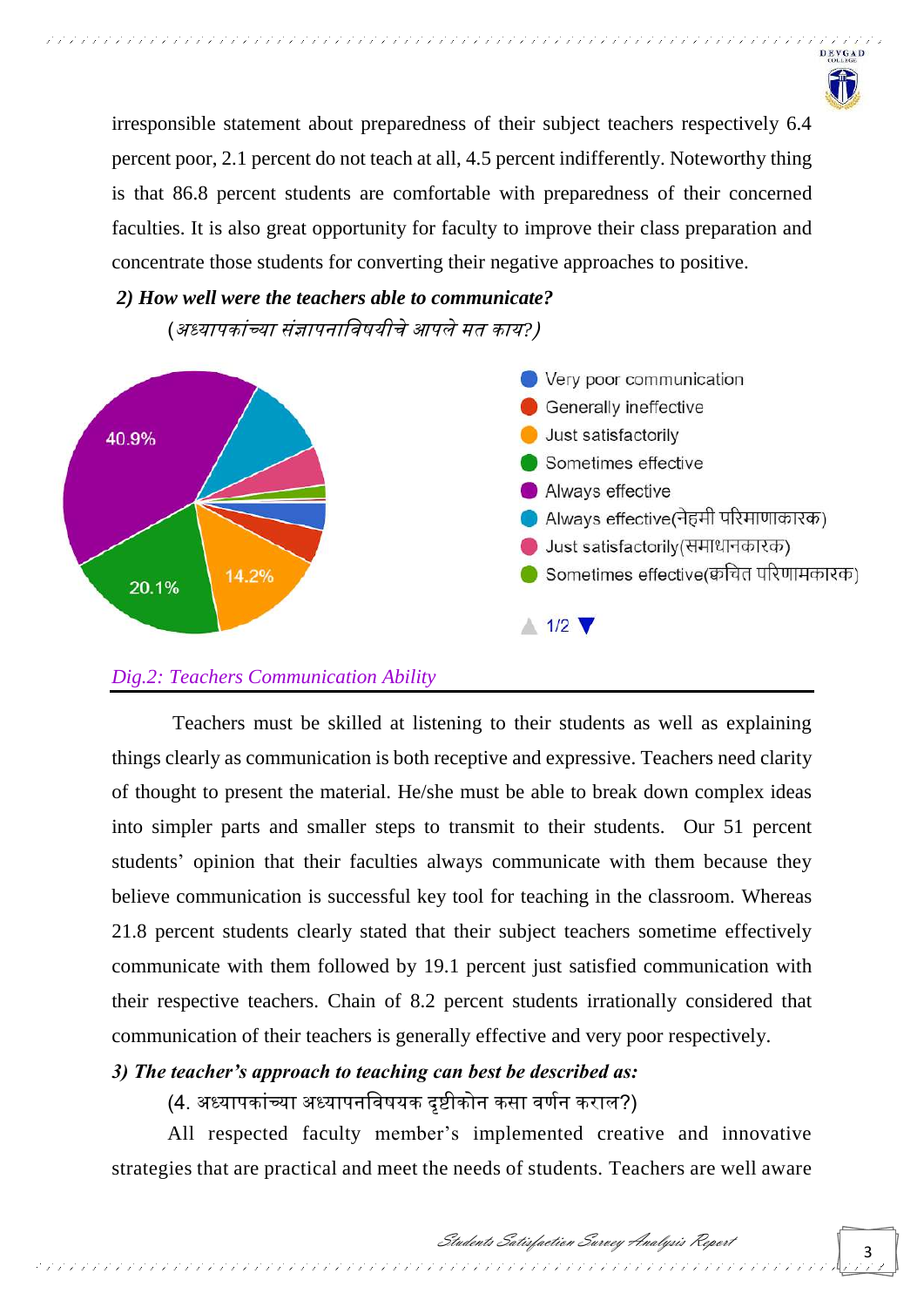irresponsible statement about preparedness of their subject teachers respectively 6.4 percent poor, 2.1 percent do not teach at all, 4.5 percent indifferently. Noteworthy thing is that 86.8 percent students are comfortable with preparedness of their concerned faculties. It is also great opportunity for faculty to improve their class preparation and concentrate those students for converting their negative approaches to positive.

***2) How well were the teachers able to communicate?***

*(अध्यापकांच्या संज्ञापनाविषयीचे आपले मत काय?)*

*Dig.2: Teachers Communication Ability*

Teachers must be skilled at listening to their students as well as explaining things clearly as communication is both receptive and expressive. Teachers need clarity of thought to present the material. He/she must be able to break down complex ideas into simpler parts and smaller steps to transmit to their students. Our 51 percent students' opinion that their faculties always communicate with them because they believe communication is successful key tool for teaching in the classroom. Whereas 21.8 percent students clearly stated that their subject teachers sometime effectively communicate with them followed by 19.1 percent just satisfied communication with their respective teachers. Chain of 8.2 percent students irrationally considered that communication of their teachers is generally effective and very poor respectively.

***3) The teacher's approach to teaching can best be described as:***

(4. अध्यापकांच्या अध्यापनविषयक दृष्टीकोन कसा वर्णन कराल?)

All respected faculty member's implemented creative and innovative strategies that are practical and meet the needs of students. Teachers are well aware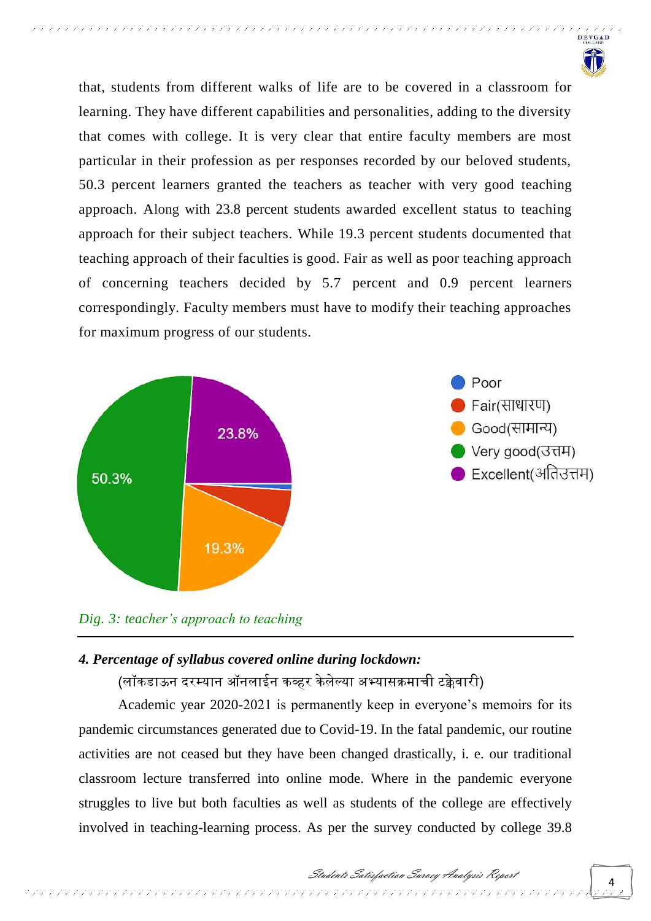that, students from different walks of life are to be covered in a classroom for learning. They have different capabilities and personalities, adding to the diversity that comes with college. It is very clear that entire faculty members are most particular in their profession as per responses recorded by our beloved students, 50.3 percent learners granted the teachers as teacher with very good teaching approach. Along with 23.8 percent students awarded excellent status to teaching approach for their subject teachers. While 19.3 percent students documented that teaching approach of their faculties is good. Fair as well as poor teaching approach of concerning teachers decided by 5.7 percent and 0.9 percent learners correspondingly. Faculty members must have to modify their teaching approaches for maximum progress of our students.

*Dig. 3: teacher's approach to teaching*

---

### *4. Percentage of syllabus covered online during lockdown:*

(लॉकडाऊन दरम्यान ऑनलाईन कव्हर केलेल्या अभ्यासक्रमाची टक्केवारी)

Academic year 2020-2021 is permanently keep in everyone's memoirs for its pandemic circumstances generated due to Covid-19. In the fatal pandemic, our routine activities are not ceased but they have been changed drastically, i. e. our traditional classroom lecture transferred into online mode. Where in the pandemic everyone struggles to live but both faculties as well as students of the college are effectively involved in teaching-learning process. As per the survey conducted by college 39.8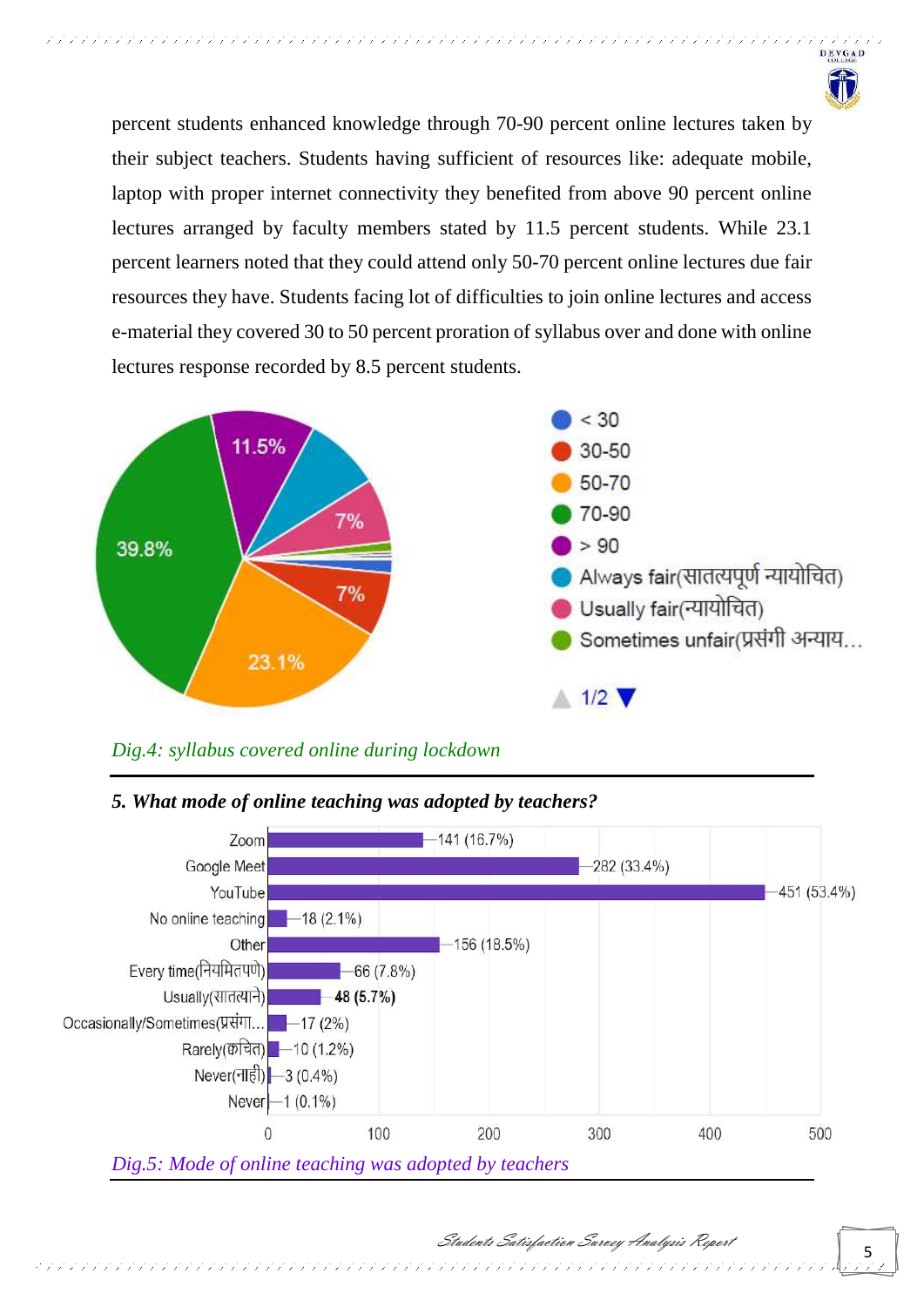percent students enhanced knowledge through 70-90 percent online lectures taken by their subject teachers. Students having sufficient of resources like: adequate mobile, laptop with proper internet connectivity they benefited from above 90 percent online lectures arranged by faculty members stated by 11.5 percent students. While 23.1 percent learners noted that they could attend only 50-70 percent online lectures due fair resources they have. Students facing lot of difficulties to join online lectures and access e-material they covered 30 to 50 percent proration of syllabus over and done with online lectures response recorded by 8.5 percent students.

*Dig.4: syllabus covered online during lockdown*

### *5. What mode of online teaching was adopted by teachers?*

| Mode | Responses |
|---|---|
| Zoom | 141 (16.7%) |
| Google Meet | 282 (33.4%) |
| YouTube | 451 (53.4%) |
| No online teaching | 18 (2.1%) |
| Other | 156 (18.5%) |
| Every time(नियमितपणे) | 66 (7.8%) |
| Usually(सातत्याने) | 48 (5.7%) |
| Occasionally/Sometimes(प्रसंगा... | 17 (2%) |
| Rarely(क्वचित) | 10 (1.2%) |
| Never(नाही) | 3 (0.4%) |
| Never | 1 (0.1%) |

*Dig.5: Mode of online teaching was adopted by teachers*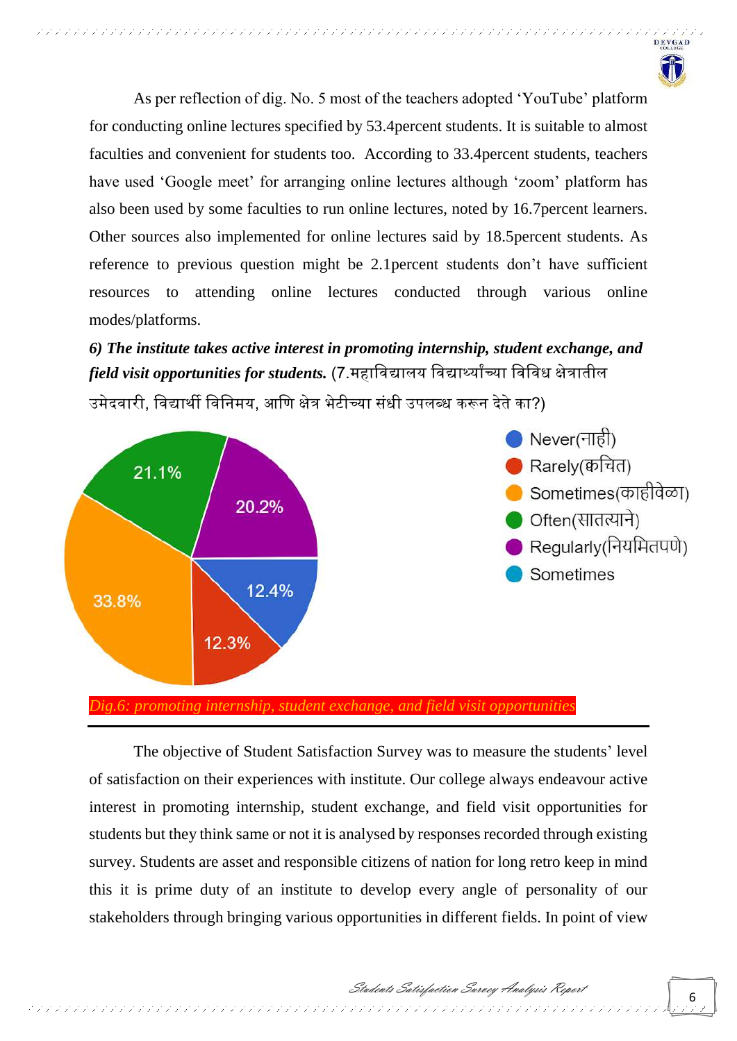As per reflection of dig. No. 5 most of the teachers adopted 'YouTube' platform for conducting online lectures specified by 53.4percent students. It is suitable to almost faculties and convenient for students too. According to 33.4percent students, teachers have used 'Google meet' for arranging online lectures although 'zoom' platform has also been used by some faculties to run online lectures, noted by 16.7percent learners. Other sources also implemented for online lectures said by 18.5percent students. As reference to previous question might be 2.1percent students don't have sufficient resources to attending online lectures conducted through various online modes/platforms.

***6) The institute takes active interest in promoting internship, student exchange, and field visit opportunities for students.*** (7.महाविद्यालय विद्यार्थ्यांच्या विविध क्षेत्रातील उमेदवारी, विद्यार्थी विनिमय, आणि क्षेत्र भेटीच्या संधी उपलब्ध करून देते का?)

| Response | Percentage |
| --- | --- |
| Never(नाही) | 12.4% |
| Rarely(क्वचित) | 12.3% |
| Sometimes(काहीवेळा) | 33.8% |
| Often(सातत्याने) | 21.1% |
| Regularly(नियमितपणे) | 20.2% |
| Sometimes | |

*Dig.6: promoting internship, student exchange, and field visit opportunities*

The objective of Student Satisfaction Survey was to measure the students' level of satisfaction on their experiences with institute. Our college always endeavour active interest in promoting internship, student exchange, and field visit opportunities for students but they think same or not it is analysed by responses recorded through existing survey. Students are asset and responsible citizens of nation for long retro keep in mind this it is prime duty of an institute to develop every angle of personality of our stakeholders through bringing various opportunities in different fields. In point of view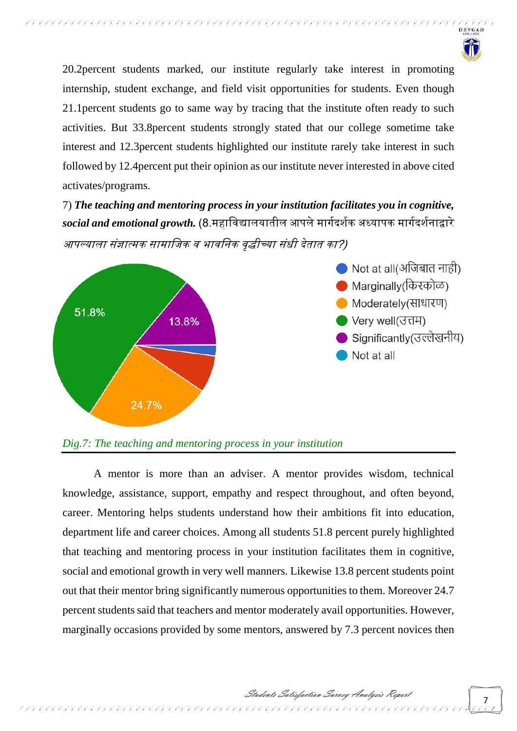20.2percent students marked, our institute regularly take interest in promoting internship, student exchange, and field visit opportunities for students. Even though 21.1percent students go to same way by tracing that the institute often ready to such activities. But 33.8percent students strongly stated that our college sometime take interest and 12.3percent students highlighted our institute rarely take interest in such followed by 12.4percent put their opinion as our institute never interested in above cited activates/programs.

7) ***The teaching and mentoring process in your institution facilitates you in cognitive, social and emotional growth.*** (8.महाविद्यालयातील आपले मार्गदर्शक अध्यापक मार्गदर्शनाद्वारे *आपल्याला संज्ञात्मक सामाजिक व भावनिक वृद्धीच्या संधी देतात का?)*

- Not at all(अजिबात नाही)
- Marginally(किरकोळ)
- Moderately(साधारण) — 24.7%
- Very well(उत्तम) — 51.8%
- Significantly(उल्लेखनीय) — 13.8%
- Not at all

*Dig.7: The teaching and mentoring process in your institution*

A mentor is more than an adviser. A mentor provides wisdom, technical knowledge, assistance, support, empathy and respect throughout, and often beyond, career. Mentoring helps students understand how their ambitions fit into education, department life and career choices. Among all students 51.8 percent purely highlighted that teaching and mentoring process in your institution facilitates them in cognitive, social and emotional growth in very well manners. Likewise 13.8 percent students point out that their mentor bring significantly numerous opportunities to them. Moreover 24.7 percent students said that teachers and mentor moderately avail opportunities. However, marginally occasions provided by some mentors, answered by 7.3 percent novices then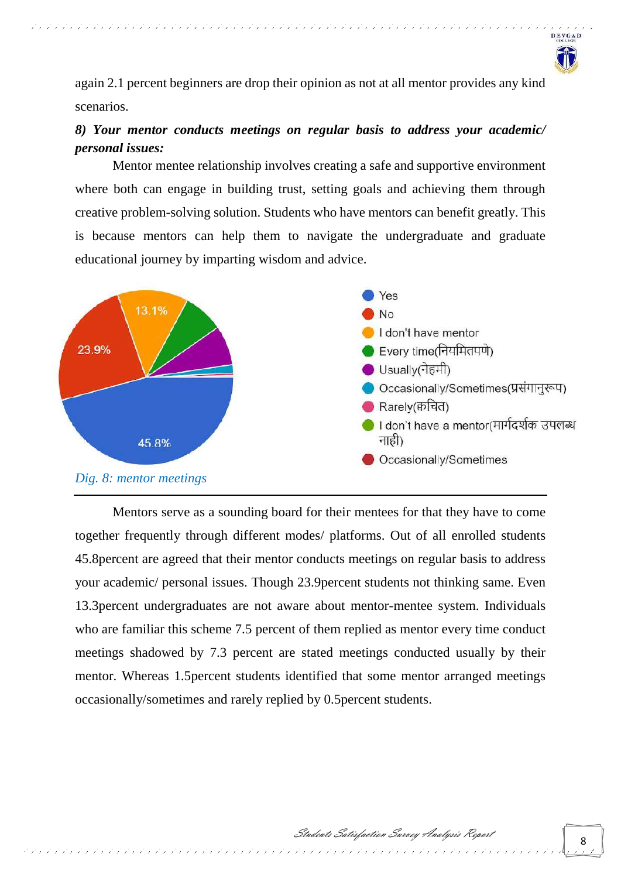again 2.1 percent beginners are drop their opinion as not at all mentor provides any kind scenarios.

***8) Your mentor conducts meetings on regular basis to address your academic/ personal issues:***

Mentor mentee relationship involves creating a safe and supportive environment where both can engage in building trust, setting goals and achieving them through creative problem-solving solution. Students who have mentors can benefit greatly. This is because mentors can help them to navigate the undergraduate and graduate educational journey by imparting wisdom and advice.

- Yes: 45.8%
- No: 23.9%
- I don't have mentor: 13.1%
- Every time(नियमितपणे)
- Usually(नेहमी)
- Occasionally/Sometimes(प्रसंगानुरूप)
- Rarely(क्वचित)
- I don't have a mentor(मार्गदर्शक उपलब्ध नाही)
- Occasionally/Sometimes

*Dig. 8: mentor meetings*

Mentors serve as a sounding board for their mentees for that they have to come together frequently through different modes/ platforms. Out of all enrolled students 45.8percent are agreed that their mentor conducts meetings on regular basis to address your academic/ personal issues. Though 23.9percent students not thinking same. Even 13.3percent undergraduates are not aware about mentor-mentee system. Individuals who are familiar this scheme 7.5 percent of them replied as mentor every time conduct meetings shadowed by 7.3 percent are stated meetings conducted usually by their mentor. Whereas 1.5percent students identified that some mentor arranged meetings occasionally/sometimes and rarely replied by 0.5percent students.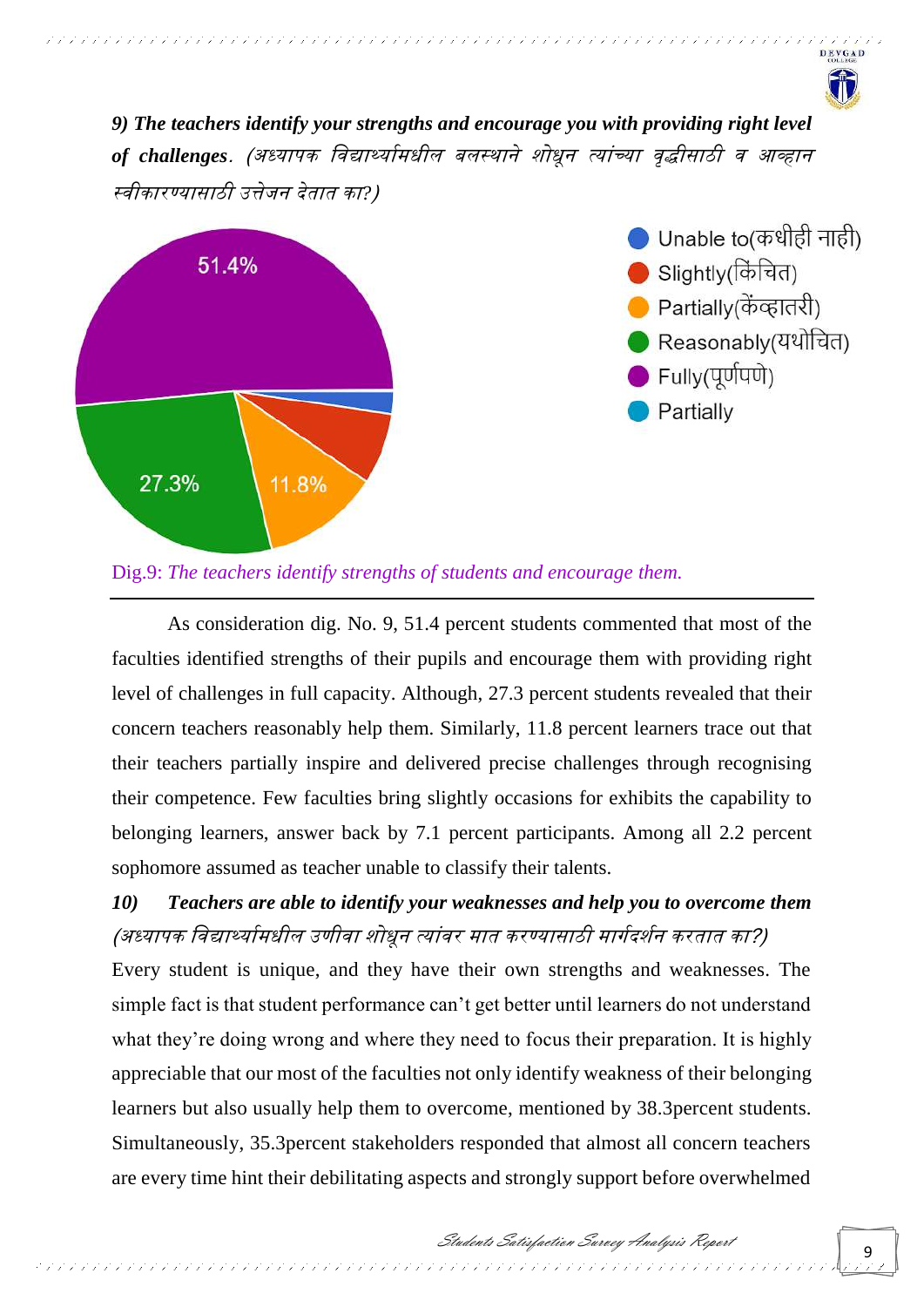***9) The teachers identify your strengths and encourage you with providing right level of challenges**. (अध्यापक विद्यार्थ्यांमधील बलस्थाने शोधून त्यांच्या वृद्धीसाठी व आव्हान स्वीकारण्यासाठी उत्तेजन देतात का?)*

Unable to(कधीही नाही)
Slightly(किंचित)
Partially(केंव्हातरी)
Reasonably(यथोचित)
Fully(पूर्णपणे)
Partially

51.4%
27.3%
11.8%

Dig.9: *The teachers identify strengths of students and encourage them.*

As consideration dig. No. 9, 51.4 percent students commented that most of the faculties identified strengths of their pupils and encourage them with providing right level of challenges in full capacity. Although, 27.3 percent students revealed that their concern teachers reasonably help them. Similarly, 11.8 percent learners trace out that their teachers partially inspire and delivered precise challenges through recognising their competence. Few faculties bring slightly occasions for exhibits the capability to belonging learners, answer back by 7.1 percent participants. Among all 2.2 percent sophomore assumed as teacher unable to classify their talents.

***10) Teachers are able to identify your weaknesses and help you to overcome them** (अध्यापक विद्यार्थ्यांमधील उणीवा शोधून त्यांवर मात करण्यासाठी मार्गदर्शन करतात का?)*

Every student is unique, and they have their own strengths and weaknesses. The simple fact is that student performance can't get better until learners do not understand what they're doing wrong and where they need to focus their preparation. It is highly appreciable that our most of the faculties not only identify weakness of their belonging learners but also usually help them to overcome, mentioned by 38.3percent students. Simultaneously, 35.3percent stakeholders responded that almost all concern teachers are every time hint their debilitating aspects and strongly support before overwhelmed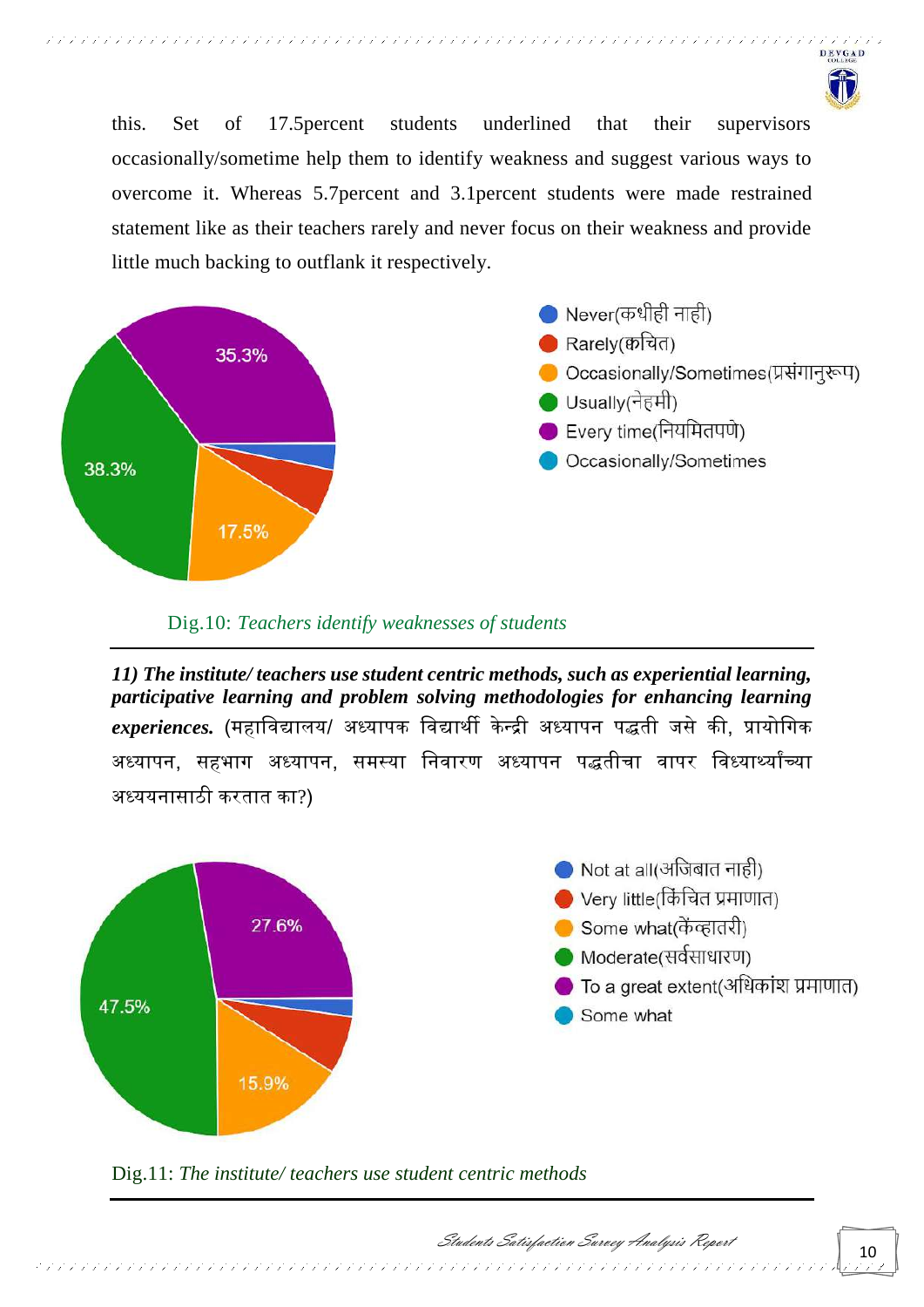this. Set of 17.5percent students underlined that their supervisors occasionally/sometime help them to identify weakness and suggest various ways to overcome it. Whereas 5.7percent and 3.1percent students were made restrained statement like as their teachers rarely and never focus on their weakness and provide little much backing to outflank it respectively.

Never(कधीही नाही)
Rarely(क्वचित)
Occasionally/Sometimes(प्रसंगानुरूप)
Usually(नेहमी)
Every time(नियमितपणे)
Occasionally/Sometimes

35.3%
38.3%
17.5%

Dig.10: *Teachers identify weaknesses of students*

---

***11) The institute/ teachers use student centric methods, such as experiential learning, participative learning and problem solving methodologies for enhancing learning experiences.*** (महाविद्यालय/ अध्यापक विद्यार्थी केन्द्री अध्यापन पद्धती जसे की, प्रायोगिक अध्यापन, सहभाग अध्यापन, समस्या निवारण अध्यापन पद्धतीचा वापर विद्यार्थ्यांच्या अध्ययनासाठी करतात का?)

Not at all(अजिबात नाही)
Very little(किंचित प्रमाणात)
Some what(केंव्हातरी)
Moderate(सर्वसाधारण)
To a great extent(अधिकांश प्रमाणात)
Some what

27.6%
47.5%
15.9%

Dig.11: *The institute/ teachers use student centric methods*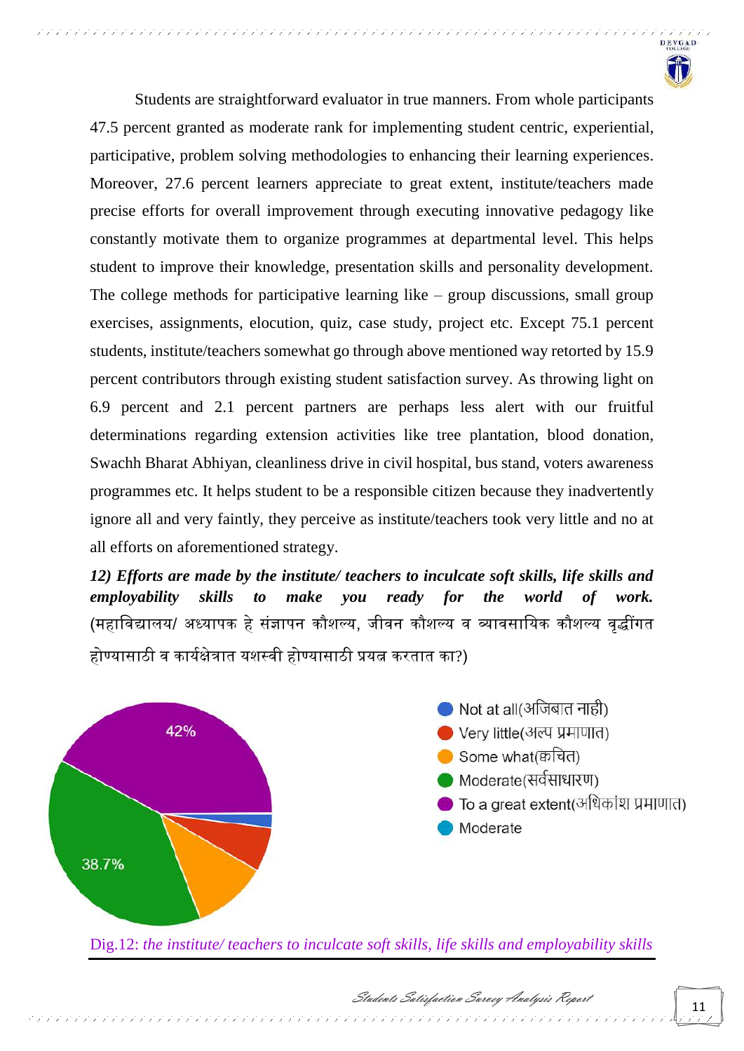Students are straightforward evaluator in true manners. From whole participants 47.5 percent granted as moderate rank for implementing student centric, experiential, participative, problem solving methodologies to enhancing their learning experiences. Moreover, 27.6 percent learners appreciate to great extent, institute/teachers made precise efforts for overall improvement through executing innovative pedagogy like constantly motivate them to organize programmes at departmental level. This helps student to improve their knowledge, presentation skills and personality development. The college methods for participative learning like – group discussions, small group exercises, assignments, elocution, quiz, case study, project etc. Except 75.1 percent students, institute/teachers somewhat go through above mentioned way retorted by 15.9 percent contributors through existing student satisfaction survey. As throwing light on 6.9 percent and 2.1 percent partners are perhaps less alert with our fruitful determinations regarding extension activities like tree plantation, blood donation, Swachh Bharat Abhiyan, cleanliness drive in civil hospital, bus stand, voters awareness programmes etc. It helps student to be a responsible citizen because they inadvertently ignore all and very faintly, they perceive as institute/teachers took very little and no at all efforts on aforementioned strategy.

***12) Efforts are made by the institute/ teachers to inculcate soft skills, life skills and employability skills to make you ready for the world of work.*** (महाविद्यालय/ अध्यापक हे संज्ञापन कौशल्य, जीवन कौशल्य व व्यावसायिक कौशल्य वृद्धींगत होण्यासाठी व कार्यक्षेत्रात यशस्वी होण्यासाठी प्रयत्न करतात का?)

- Not at all(अजिबात नाही)
- Very little(अल्प प्रमाणात)
- Some what(क्वचित)
- Moderate(सर्वसाधारण)
- To a great extent(अधिकांश प्रमाणात)
- Moderate

42%

38.7%

Dig.12: *the institute/ teachers to inculcate soft skills, life skills and employability skills*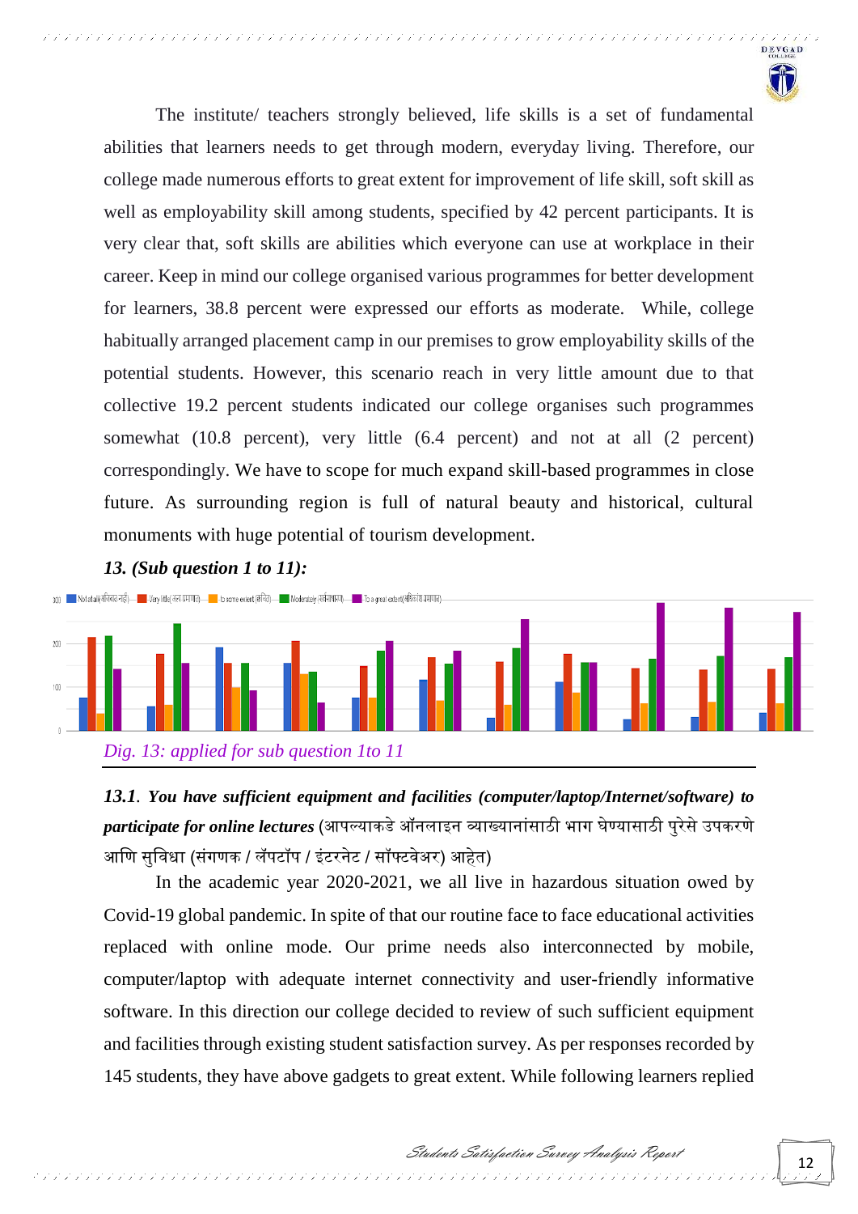The institute/ teachers strongly believed, life skills is a set of fundamental abilities that learners needs to get through modern, everyday living. Therefore, our college made numerous efforts to great extent for improvement of life skill, soft skill as well as employability skill among students, specified by 42 percent participants. It is very clear that, soft skills are abilities which everyone can use at workplace in their career. Keep in mind our college organised various programmes for better development for learners, 38.8 percent were expressed our efforts as moderate. While, college habitually arranged placement camp in our premises to grow employability skills of the potential students. However, this scenario reach in very little amount due to that collective 19.2 percent students indicated our college organises such programmes somewhat (10.8 percent), very little (6.4 percent) and not at all (2 percent) correspondingly. We have to scope for much expand skill-based programmes in close future. As surrounding region is full of natural beauty and historical, cultural monuments with huge potential of tourism development.

***13. (Sub question 1 to 11):***

*Dig. 13: applied for sub question 1to 11*

***13.1**. **You have sufficient equipment and facilities (computer/laptop/Internet/software) to participate for online lectures*** (आपल्याकडे ऑनलाइन व्याख्यानांसाठी भाग घेण्यासाठी पुरेसे उपकरणे आणि सुविधा (संगणक / लॅपटॉप / इंटरनेट / सॉफ्टवेअर) आहेत)

In the academic year 2020-2021, we all live in hazardous situation owed by Covid-19 global pandemic. In spite of that our routine face to face educational activities replaced with online mode. Our prime needs also interconnected by mobile, computer/laptop with adequate internet connectivity and user-friendly informative software. In this direction our college decided to review of such sufficient equipment and facilities through existing student satisfaction survey. As per responses recorded by 145 students, they have above gadgets to great extent. While following learners replied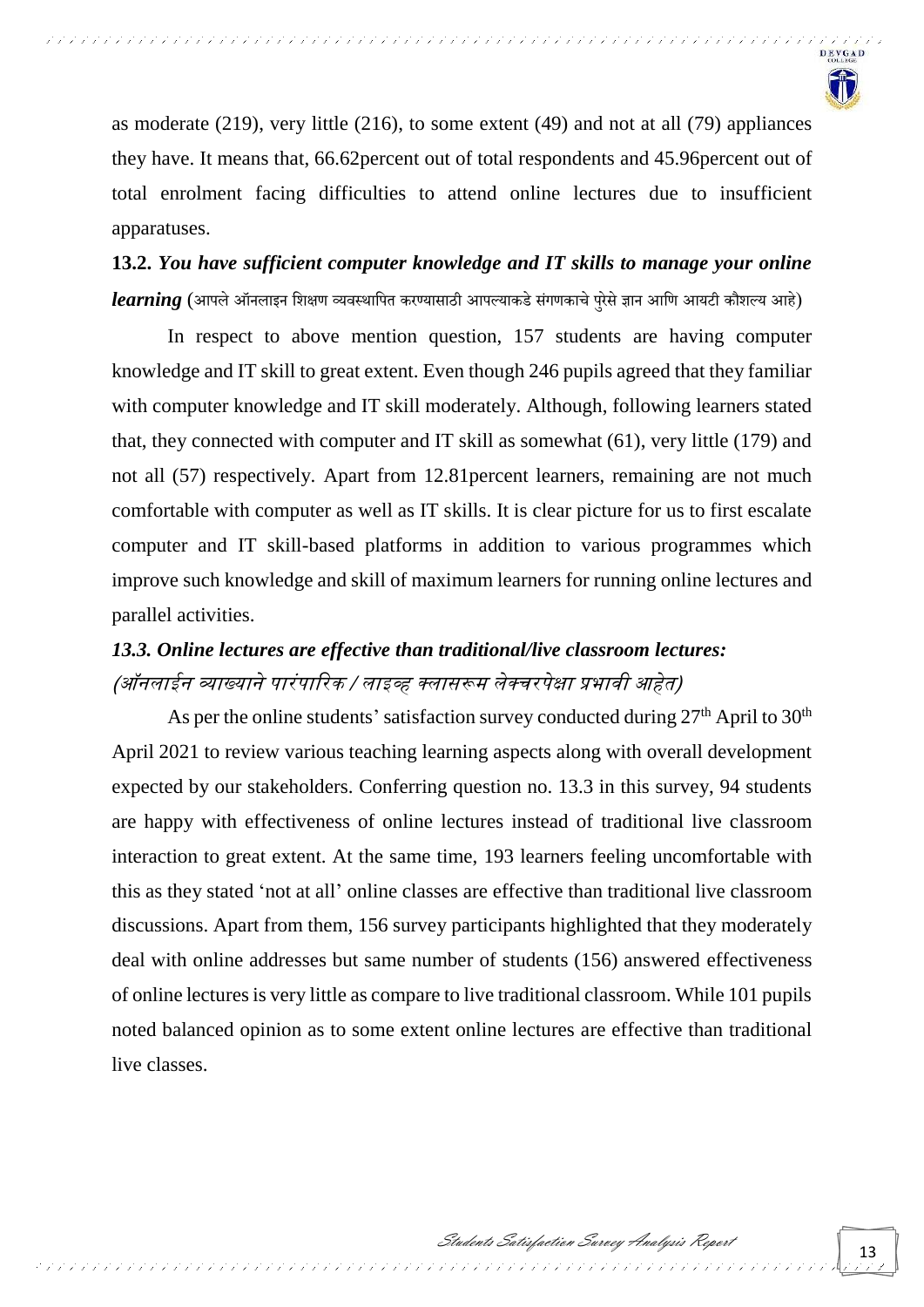as moderate (219), very little (216), to some extent (49) and not at all (79) appliances they have. It means that, 66.62percent out of total respondents and 45.96percent out of total enrolment facing difficulties to attend online lectures due to insufficient apparatuses.

**13.2.** ***You have sufficient computer knowledge and IT skills to manage your online learning*** (आपले ऑनलाइन शिक्षण व्यवस्थापित करण्यासाठी आपल्याकडे संगणकाचे पुरेसे ज्ञान आणि आयटी कौशल्य आहे)

In respect to above mention question, 157 students are having computer knowledge and IT skill to great extent. Even though 246 pupils agreed that they familiar with computer knowledge and IT skill moderately. Although, following learners stated that, they connected with computer and IT skill as somewhat (61), very little (179) and not all (57) respectively. Apart from 12.81percent learners, remaining are not much comfortable with computer as well as IT skills. It is clear picture for us to first escalate computer and IT skill-based platforms in addition to various programmes which improve such knowledge and skill of maximum learners for running online lectures and parallel activities.

***13.3. Online lectures are effective than traditional/live classroom lectures:***
*(ऑनलाईन व्याख्याने पारंपारिक / लाइव्ह क्लासरूम लेक्चरपेक्षा प्रभावी आहेत)*

As per the online students' satisfaction survey conducted during 27th April to 30th April 2021 to review various teaching learning aspects along with overall development expected by our stakeholders. Conferring question no. 13.3 in this survey, 94 students are happy with effectiveness of online lectures instead of traditional live classroom interaction to great extent. At the same time, 193 learners feeling uncomfortable with this as they stated 'not at all' online classes are effective than traditional live classroom discussions. Apart from them, 156 survey participants highlighted that they moderately deal with online addresses but same number of students (156) answered effectiveness of online lectures is very little as compare to live traditional classroom. While 101 pupils noted balanced opinion as to some extent online lectures are effective than traditional live classes.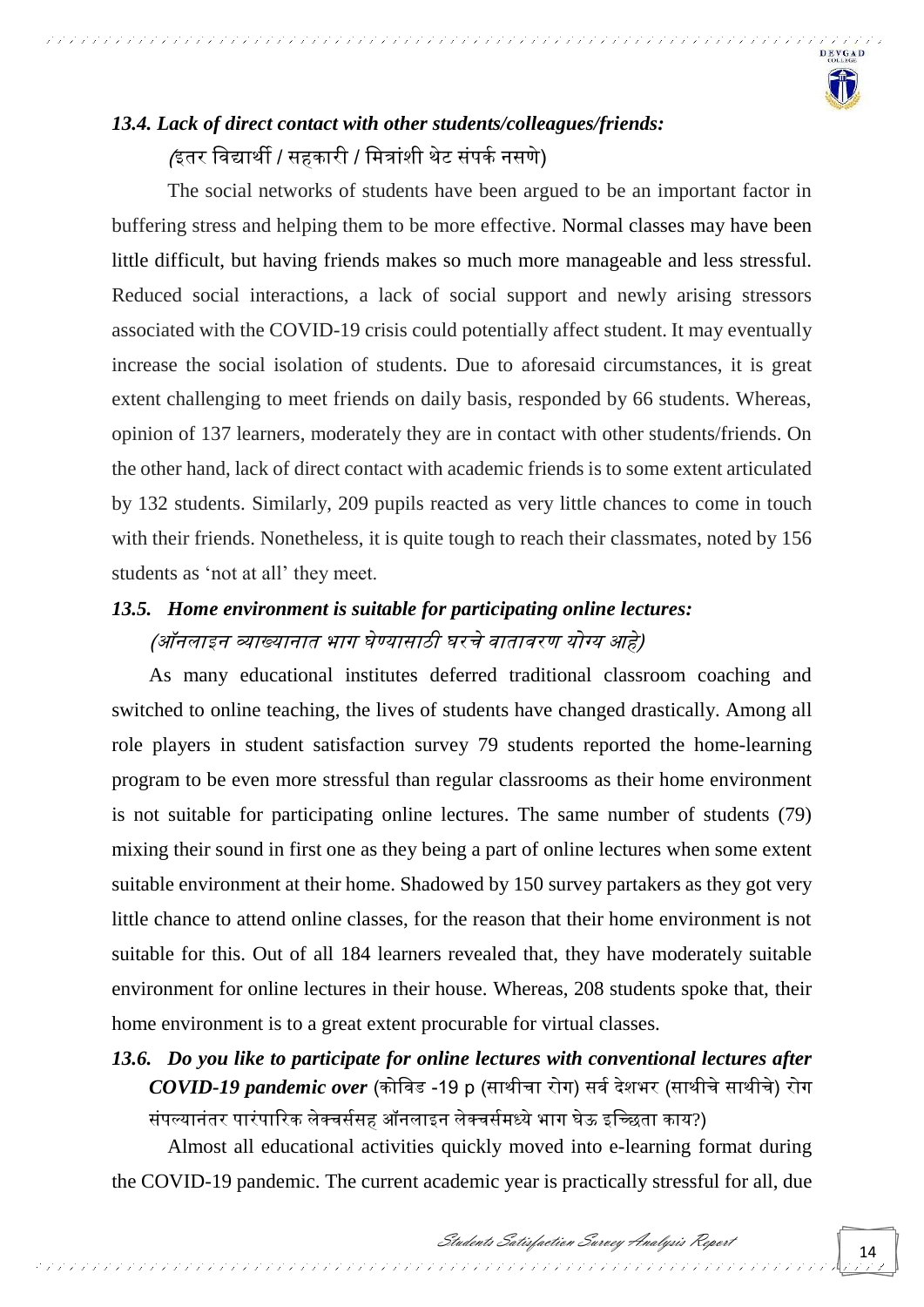### *13.4. Lack of direct contact with other students/colleagues/friends:*

*(*इतर विद्यार्थी / सहकारी / मित्रांशी थेट संपर्क नसणे)

The social networks of students have been argued to be an important factor in buffering stress and helping them to be more effective. Normal classes may have been little difficult, but having friends makes so much more manageable and less stressful. Reduced social interactions, a lack of social support and newly arising stressors associated with the COVID-19 crisis could potentially affect student. It may eventually increase the social isolation of students. Due to aforesaid circumstances, it is great extent challenging to meet friends on daily basis, responded by 66 students. Whereas, opinion of 137 learners, moderately they are in contact with other students/friends. On the other hand, lack of direct contact with academic friends is to some extent articulated by 132 students. Similarly, 209 pupils reacted as very little chances to come in touch with their friends. Nonetheless, it is quite tough to reach their classmates, noted by 156 students as 'not at all' they meet.

### *13.5. Home environment is suitable for participating online lectures:*

*(ऑनलाइन व्याख्यानात भाग घेण्यासाठी घरचे वातावरण योग्य आहे)*

As many educational institutes deferred traditional classroom coaching and switched to online teaching, the lives of students have changed drastically. Among all role players in student satisfaction survey 79 students reported the home-learning program to be even more stressful than regular classrooms as their home environment is not suitable for participating online lectures. The same number of students (79) mixing their sound in first one as they being a part of online lectures when some extent suitable environment at their home. Shadowed by 150 survey partakers as they got very little chance to attend online classes, for the reason that their home environment is not suitable for this. Out of all 184 learners revealed that, they have moderately suitable environment for online lectures in their house. Whereas, 208 students spoke that, their home environment is to a great extent procurable for virtual classes.

### *13.6. Do you like to participate for online lectures with conventional lectures after COVID-19 pandemic over* (कोविड -19 p (साथीचा रोग) सर्व देशभर (साथीचे साथीचे) रोग संपल्यानंतर पारंपारिक लेक्चर्ससह ऑनलाइन लेक्चर्समध्ये भाग घेऊ इच्छिता काय?)

Almost all educational activities quickly moved into e-learning format during the COVID-19 pandemic. The current academic year is practically stressful for all, due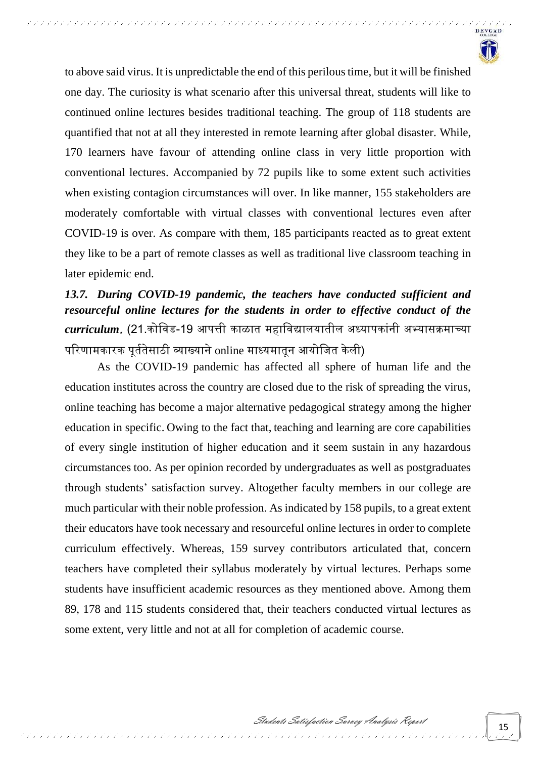to above said virus. It is unpredictable the end of this perilous time, but it will be finished one day. The curiosity is what scenario after this universal threat, students will like to continued online lectures besides traditional teaching. The group of 118 students are quantified that not at all they interested in remote learning after global disaster. While, 170 learners have favour of attending online class in very little proportion with conventional lectures. Accompanied by 72 pupils like to some extent such activities when existing contagion circumstances will over. In like manner, 155 stakeholders are moderately comfortable with virtual classes with conventional lectures even after COVID-19 is over. As compare with them, 185 participants reacted as to great extent they like to be a part of remote classes as well as traditional live classroom teaching in later epidemic end.

***13.7. During COVID-19 pandemic, the teachers have conducted sufficient and resourceful online lectures for the students in order to effective conduct of the curriculum.*** (21.कोविड-19 आपत्ती काळात महाविद्यालयातील अध्यापकांनी अभ्यासक्रमाच्या परिणामकारक पूर्ततेसाठी व्याख्याने online माध्यमातून आयोजित केली)

As the COVID-19 pandemic has affected all sphere of human life and the education institutes across the country are closed due to the risk of spreading the virus, online teaching has become a major alternative pedagogical strategy among the higher education in specific. Owing to the fact that, teaching and learning are core capabilities of every single institution of higher education and it seem sustain in any hazardous circumstances too. As per opinion recorded by undergraduates as well as postgraduates through students' satisfaction survey. Altogether faculty members in our college are much particular with their noble profession. As indicated by 158 pupils, to a great extent their educators have took necessary and resourceful online lectures in order to complete curriculum effectively. Whereas, 159 survey contributors articulated that, concern teachers have completed their syllabus moderately by virtual lectures. Perhaps some students have insufficient academic resources as they mentioned above. Among them 89, 178 and 115 students considered that, their teachers conducted virtual lectures as some extent, very little and not at all for completion of academic course.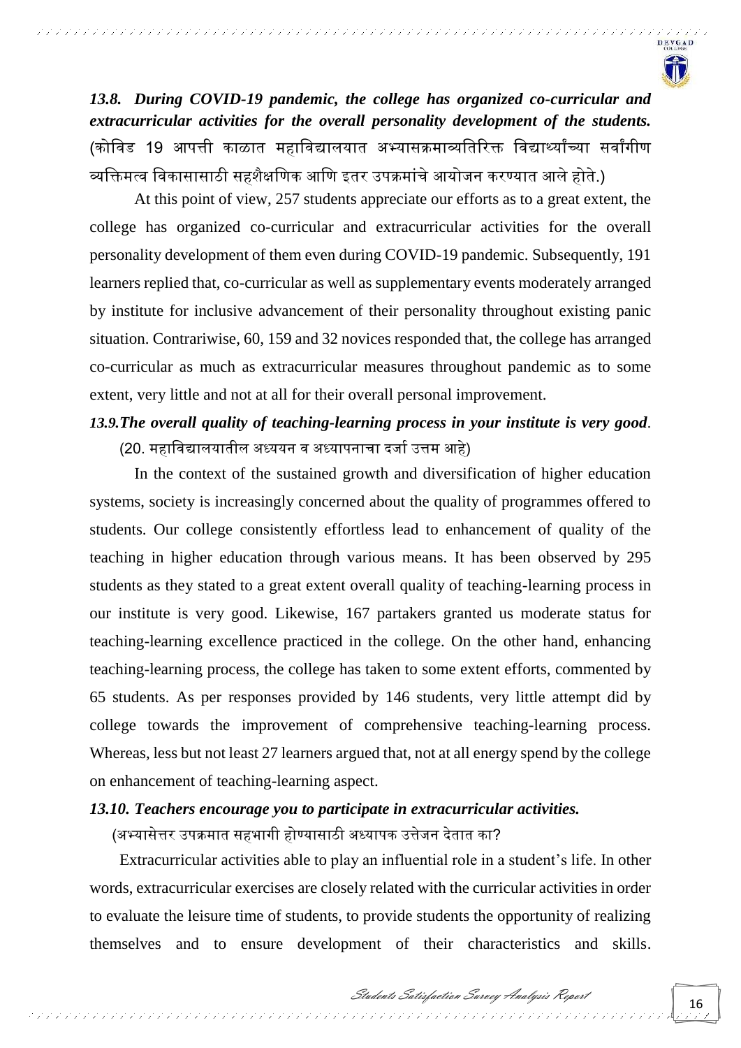### *13.8. During COVID-19 pandemic, the college has organized co-curricular and extracurricular activities for the overall personality development of the students.*

(कोविड 19 आपत्ती काळात महाविद्यालयात अभ्यासक्रमाव्यतिरिक्त विद्यार्थ्यांच्या सर्वांगीण व्यक्तिमत्व विकासासाठी सहशैक्षणिक आणि इतर उपक्रमांचे आयोजन करण्यात आले होते.)

At this point of view, 257 students appreciate our efforts as to a great extent, the college has organized co-curricular and extracurricular activities for the overall personality development of them even during COVID-19 pandemic. Subsequently, 191 learners replied that, co-curricular as well as supplementary events moderately arranged by institute for inclusive advancement of their personality throughout existing panic situation. Contrariwise, 60, 159 and 32 novices responded that, the college has arranged co-curricular as much as extracurricular measures throughout pandemic as to some extent, very little and not at all for their overall personal improvement.

### *13.9.The overall quality of teaching-learning process in your institute is very good.*

(20. महाविद्यालयातील अध्ययन व अध्यापनाचा दर्जा उत्तम आहे)

In the context of the sustained growth and diversification of higher education systems, society is increasingly concerned about the quality of programmes offered to students. Our college consistently effortless lead to enhancement of quality of the teaching in higher education through various means. It has been observed by 295 students as they stated to a great extent overall quality of teaching-learning process in our institute is very good. Likewise, 167 partakers granted us moderate status for teaching-learning excellence practiced in the college. On the other hand, enhancing teaching-learning process, the college has taken to some extent efforts, commented by 65 students. As per responses provided by 146 students, very little attempt did by college towards the improvement of comprehensive teaching-learning process. Whereas, less but not least 27 learners argued that, not at all energy spend by the college on enhancement of teaching-learning aspect.

### *13.10. Teachers encourage you to participate in extracurricular activities.*

(अभ्यासेत्तर उपक्रमात सहभागी होण्यासाठी अध्यापक उत्तेजन देतात का?

Extracurricular activities able to play an influential role in a student's life. In other words, extracurricular exercises are closely related with the curricular activities in order to evaluate the leisure time of students, to provide students the opportunity of realizing themselves and to ensure development of their characteristics and skills.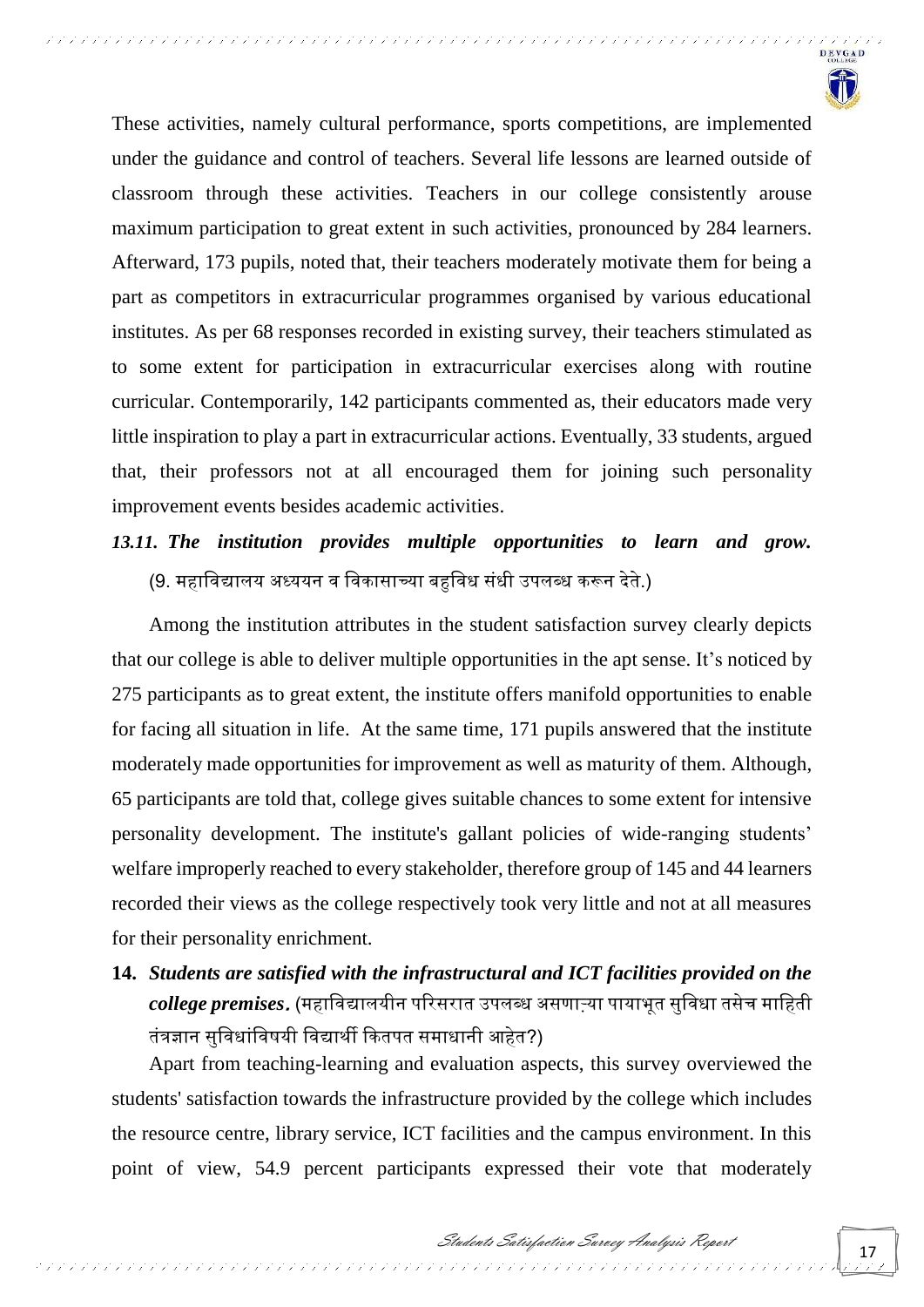These activities, namely cultural performance, sports competitions, are implemented under the guidance and control of teachers. Several life lessons are learned outside of classroom through these activities. Teachers in our college consistently arouse maximum participation to great extent in such activities, pronounced by 284 learners. Afterward, 173 pupils, noted that, their teachers moderately motivate them for being a part as competitors in extracurricular programmes organised by various educational institutes. As per 68 responses recorded in existing survey, their teachers stimulated as to some extent for participation in extracurricular exercises along with routine curricular. Contemporarily, 142 participants commented as, their educators made very little inspiration to play a part in extracurricular actions. Eventually, 33 students, argued that, their professors not at all encouraged them for joining such personality improvement events besides academic activities.

### *13.11. The institution provides multiple opportunities to learn and grow.*

(9. महाविद्यालय अध्ययन व विकासाच्या बहुविध संधी उपलब्ध करून देते.)

Among the institution attributes in the student satisfaction survey clearly depicts that our college is able to deliver multiple opportunities in the apt sense. It's noticed by 275 participants as to great extent, the institute offers manifold opportunities to enable for facing all situation in life. At the same time, 171 pupils answered that the institute moderately made opportunities for improvement as well as maturity of them. Although, 65 participants are told that, college gives suitable chances to some extent for intensive personality development. The institute's gallant policies of wide-ranging students' welfare improperly reached to every stakeholder, therefore group of 145 and 44 learners recorded their views as the college respectively took very little and not at all measures for their personality enrichment.

## **14.** ***Students are satisfied with the infrastructural and ICT facilities provided on the college premises.*** (महाविद्यालयीन परिसरात उपलब्ध असणाऱ्या पायाभूत सुविधा तसेच माहिती तंत्रज्ञान सुविधांविषयी विद्यार्थी कितपत समाधानी आहेत?)

Apart from teaching-learning and evaluation aspects, this survey overviewed the students' satisfaction towards the infrastructure provided by the college which includes the resource centre, library service, ICT facilities and the campus environment. In this point of view, 54.9 percent participants expressed their vote that moderately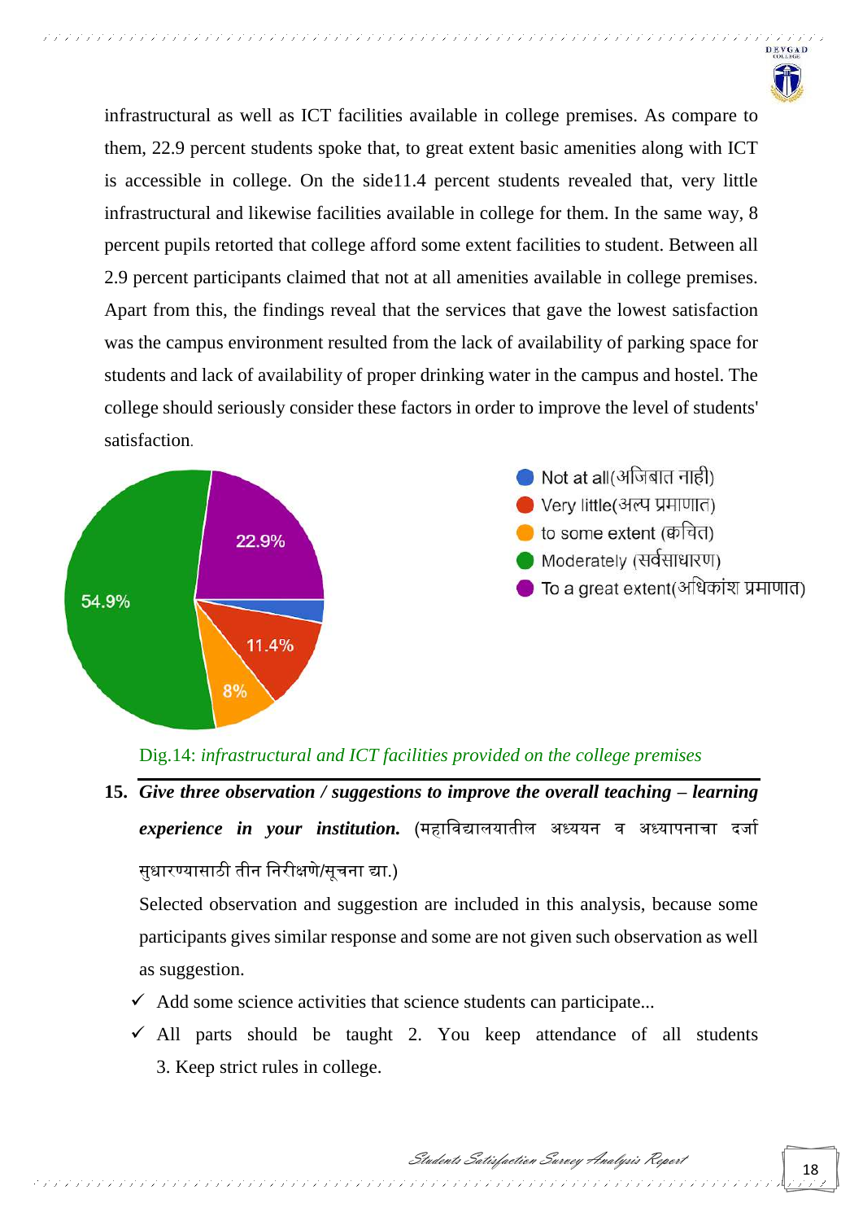infrastructural as well as ICT facilities available in college premises. As compare to them, 22.9 percent students spoke that, to great extent basic amenities along with ICT is accessible in college. On the side11.4 percent students revealed that, very little infrastructural and likewise facilities available in college for them. In the same way, 8 percent pupils retorted that college afford some extent facilities to student. Between all 2.9 percent participants claimed that not at all amenities available in college premises. Apart from this, the findings reveal that the services that gave the lowest satisfaction was the campus environment resulted from the lack of availability of parking space for students and lack of availability of proper drinking water in the campus and hostel. The college should seriously consider these factors in order to improve the level of students' satisfaction.

- Not at all(अजिबात नाही)
- Very little(अल्प प्रमाणात)
- to some extent (क्वचित)
- Moderately (सर्वसाधारण)
- To a great extent(अधिकांश प्रमाणात)

54.9% | 22.9% | 11.4% | 8%

Dig.14: *infrastructural and ICT facilities provided on the college premises*

**15. *Give three observation / suggestions to improve the overall teaching – learning experience in your institution.*** (महाविद्यालयातील अध्ययन व अध्यापनाचा दर्जा सुधारण्यासाठी तीन निरीक्षणे/सूचना द्या.)

Selected observation and suggestion are included in this analysis, because some participants gives similar response and some are not given such observation as well as suggestion.

- ✓ Add some science activities that science students can participate...
- ✓ All parts should be taught 2. You keep attendance of all students 3. Keep strict rules in college.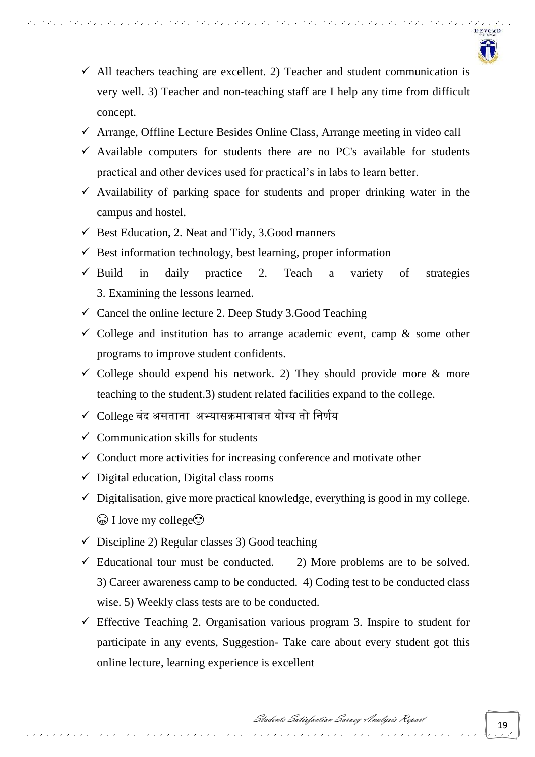- ✓ All teachers teaching are excellent. 2) Teacher and student communication is very well. 3) Teacher and non-teaching staff are I help any time from difficult concept.
- ✓ Arrange, Offline Lecture Besides Online Class, Arrange meeting in video call
- ✓ Available computers for students there are no PC's available for students practical and other devices used for practical's in labs to learn better.
- ✓ Availability of parking space for students and proper drinking water in the campus and hostel.
- ✓ Best Education, 2. Neat and Tidy, 3.Good manners
- ✓ Best information technology, best learning, proper information
- ✓ Build in daily practice 2. Teach a variety of strategies 3. Examining the lessons learned.
- ✓ Cancel the online lecture 2. Deep Study 3.Good Teaching
- ✓ College and institution has to arrange academic event, camp & some other programs to improve student confidents.
- ✓ College should expend his network. 2) They should provide more & more teaching to the student.3) student related facilities expand to the college.
- ✓ College बंद असताना अभ्यासक्रमाबाबत योग्य तो निर्णय
- ✓ Communication skills for students
- ✓ Conduct more activities for increasing conference and motivate other
- ✓ Digital education, Digital class rooms
- ✓ Digitalisation, give more practical knowledge, everything is good in my college. 😁 I love my college😍
- ✓ Discipline 2) Regular classes 3) Good teaching
- ✓ Educational tour must be conducted. 2) More problems are to be solved. 3) Career awareness camp to be conducted. 4) Coding test to be conducted class wise. 5) Weekly class tests are to be conducted.
- ✓ Effective Teaching 2. Organisation various program 3. Inspire to student for participate in any events, Suggestion- Take care about every student got this online lecture, learning experience is excellent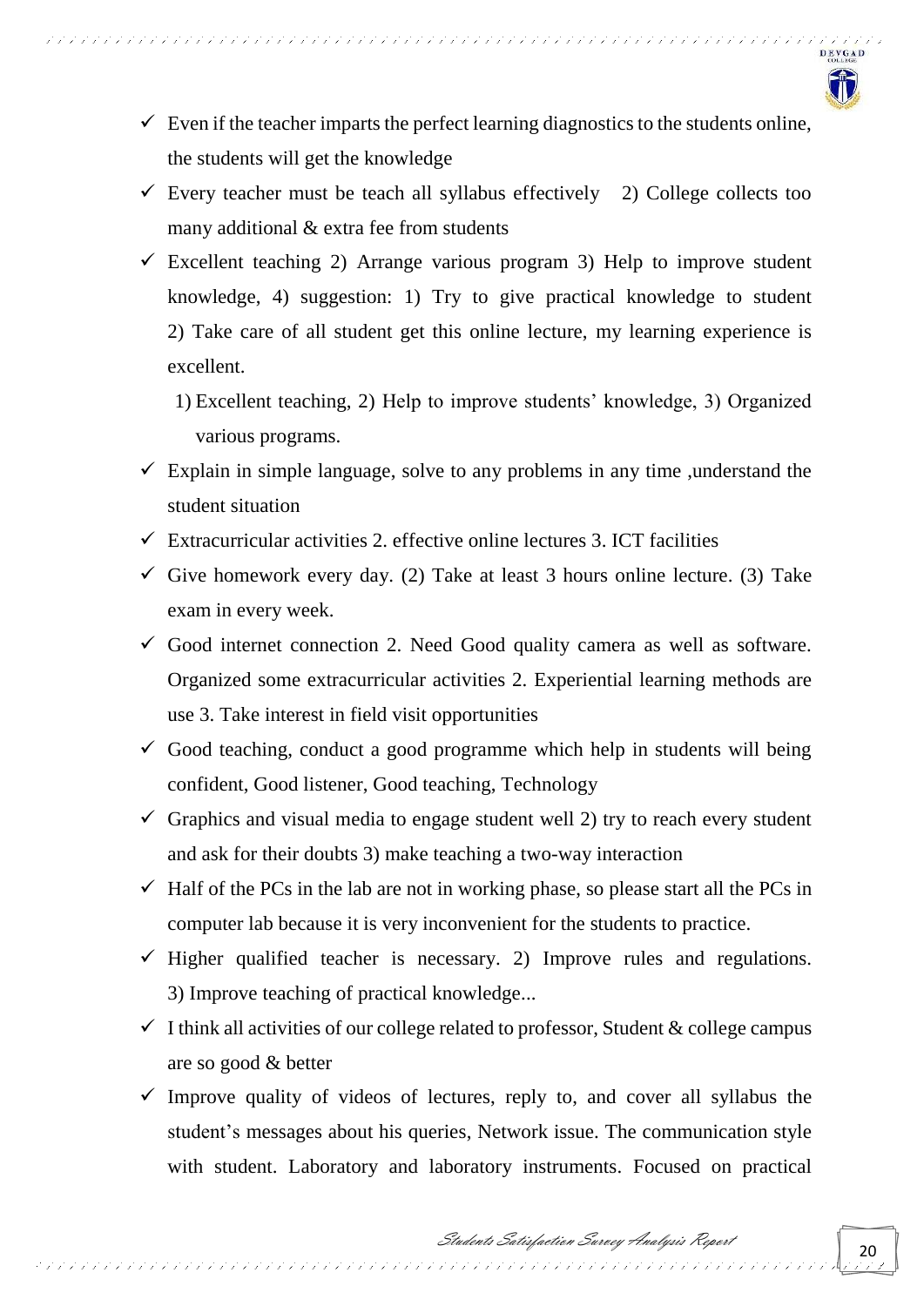- ✓ Even if the teacher imparts the perfect learning diagnostics to the students online, the students will get the knowledge
- ✓ Every teacher must be teach all syllabus effectively 2) College collects too many additional & extra fee from students
- ✓ Excellent teaching 2) Arrange various program 3) Help to improve student knowledge, 4) suggestion: 1) Try to give practical knowledge to student 2) Take care of all student get this online lecture, my learning experience is excellent.

    1) Excellent teaching, 2) Help to improve students' knowledge, 3) Organized various programs.
- ✓ Explain in simple language, solve to any problems in any time ,understand the student situation
- ✓ Extracurricular activities 2. effective online lectures 3. ICT facilities
- ✓ Give homework every day. (2) Take at least 3 hours online lecture. (3) Take exam in every week.
- ✓ Good internet connection 2. Need Good quality camera as well as software. Organized some extracurricular activities 2. Experiential learning methods are use 3. Take interest in field visit opportunities
- ✓ Good teaching, conduct a good programme which help in students will being confident, Good listener, Good teaching, Technology
- ✓ Graphics and visual media to engage student well 2) try to reach every student and ask for their doubts 3) make teaching a two-way interaction
- ✓ Half of the PCs in the lab are not in working phase, so please start all the PCs in computer lab because it is very inconvenient for the students to practice.
- ✓ Higher qualified teacher is necessary. 2) Improve rules and regulations. 3) Improve teaching of practical knowledge...
- ✓ I think all activities of our college related to professor, Student & college campus are so good & better
- ✓ Improve quality of videos of lectures, reply to, and cover all syllabus the student's messages about his queries, Network issue. The communication style with student. Laboratory and laboratory instruments. Focused on practical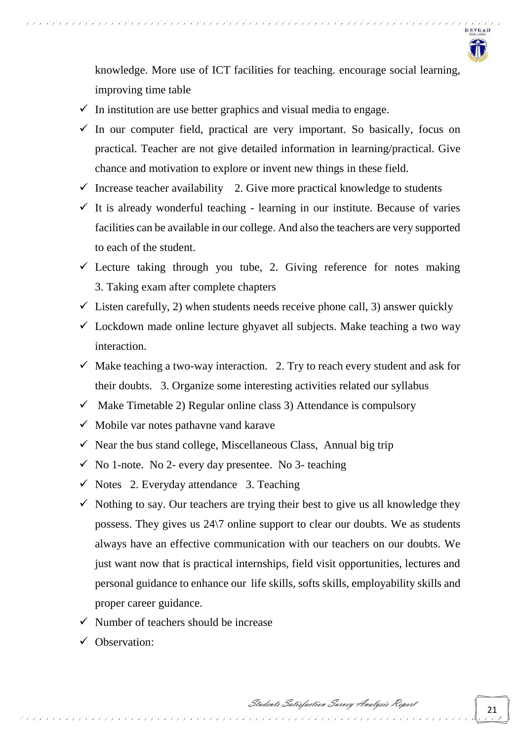knowledge. More use of ICT facilities for teaching. encourage social learning, improving time table

- ✓ In institution are use better graphics and visual media to engage.
- ✓ In our computer field, practical are very important. So basically, focus on practical. Teacher are not give detailed information in learning/practical. Give chance and motivation to explore or invent new things in these field.
- ✓ Increase teacher availability 2. Give more practical knowledge to students
- ✓ It is already wonderful teaching - learning in our institute. Because of varies facilities can be available in our college. And also the teachers are very supported to each of the student.
- ✓ Lecture taking through you tube, 2. Giving reference for notes making 3. Taking exam after complete chapters
- ✓ Listen carefully, 2) when students needs receive phone call, 3) answer quickly
- ✓ Lockdown made online lecture ghyavet all subjects. Make teaching a two way interaction.
- ✓ Make teaching a two-way interaction. 2. Try to reach every student and ask for their doubts. 3. Organize some interesting activities related our syllabus
- ✓ Make Timetable 2) Regular online class 3) Attendance is compulsory
- ✓ Mobile var notes pathavne vand karave
- ✓ Near the bus stand college, Miscellaneous Class, Annual big trip
- ✓ No 1-note. No 2- every day presentee. No 3- teaching
- ✓ Notes 2. Everyday attendance 3. Teaching
- ✓ Nothing to say. Our teachers are trying their best to give us all knowledge they possess. They gives us 24\7 online support to clear our doubts. We as students always have an effective communication with our teachers on our doubts. We just want now that is practical internships, field visit opportunities, lectures and personal guidance to enhance our life skills, softs skills, employability skills and proper career guidance.
- ✓ Number of teachers should be increase
- ✓ Observation: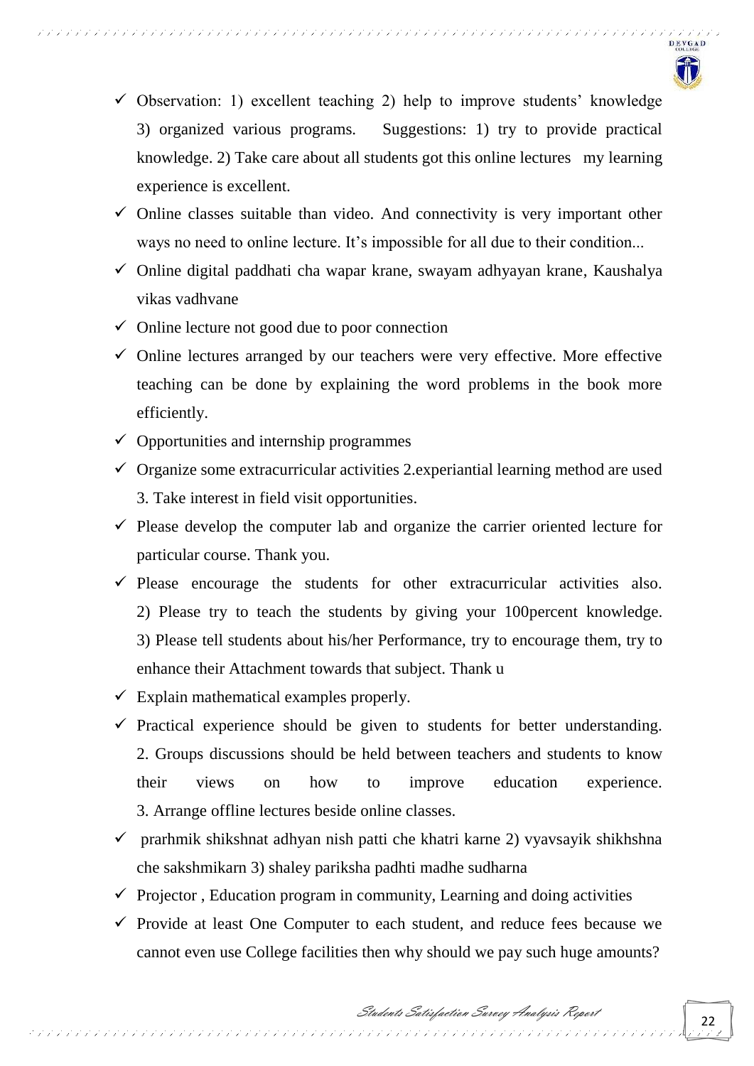- Observation: 1) excellent teaching 2) help to improve students' knowledge 3) organized various programs.   Suggestions: 1) try to provide practical knowledge. 2) Take care about all students got this online lectures   my learning experience is excellent.
- Online classes suitable than video. And connectivity is very important other ways no need to online lecture. It's impossible for all due to their condition...
- Online digital paddhati cha wapar krane, swayam adhyayan krane, Kaushalya vikas vadhvane
- Online lecture not good due to poor connection
- Online lectures arranged by our teachers were very effective. More effective teaching can be done by explaining the word problems in the book more efficiently.
- Opportunities and internship programmes
- Organize some extracurricular activities 2.experiantial learning method are used 3. Take interest in field visit opportunities.
- Please develop the computer lab and organize the carrier oriented lecture for particular course. Thank you.
- Please encourage the students for other extracurricular activities also. 2) Please try to teach the students by giving your 100percent knowledge. 3) Please tell students about his/her Performance, try to encourage them, try to enhance their Attachment towards that subject. Thank u
- Explain mathematical examples properly.
- Practical experience should be given to students for better understanding. 2. Groups discussions should be held between teachers and students to know their views on how to improve education experience. 3. Arrange offline lectures beside online classes.
- prarhmik shikshnat adhyan nish patti che khatri karne 2) vyavsayik shikhshna che sakshmikarn 3) shaley pariksha padhti madhe sudharna
- Projector , Education program in community, Learning and doing activities
- Provide at least One Computer to each student, and reduce fees because we cannot even use College facilities then why should we pay such huge amounts?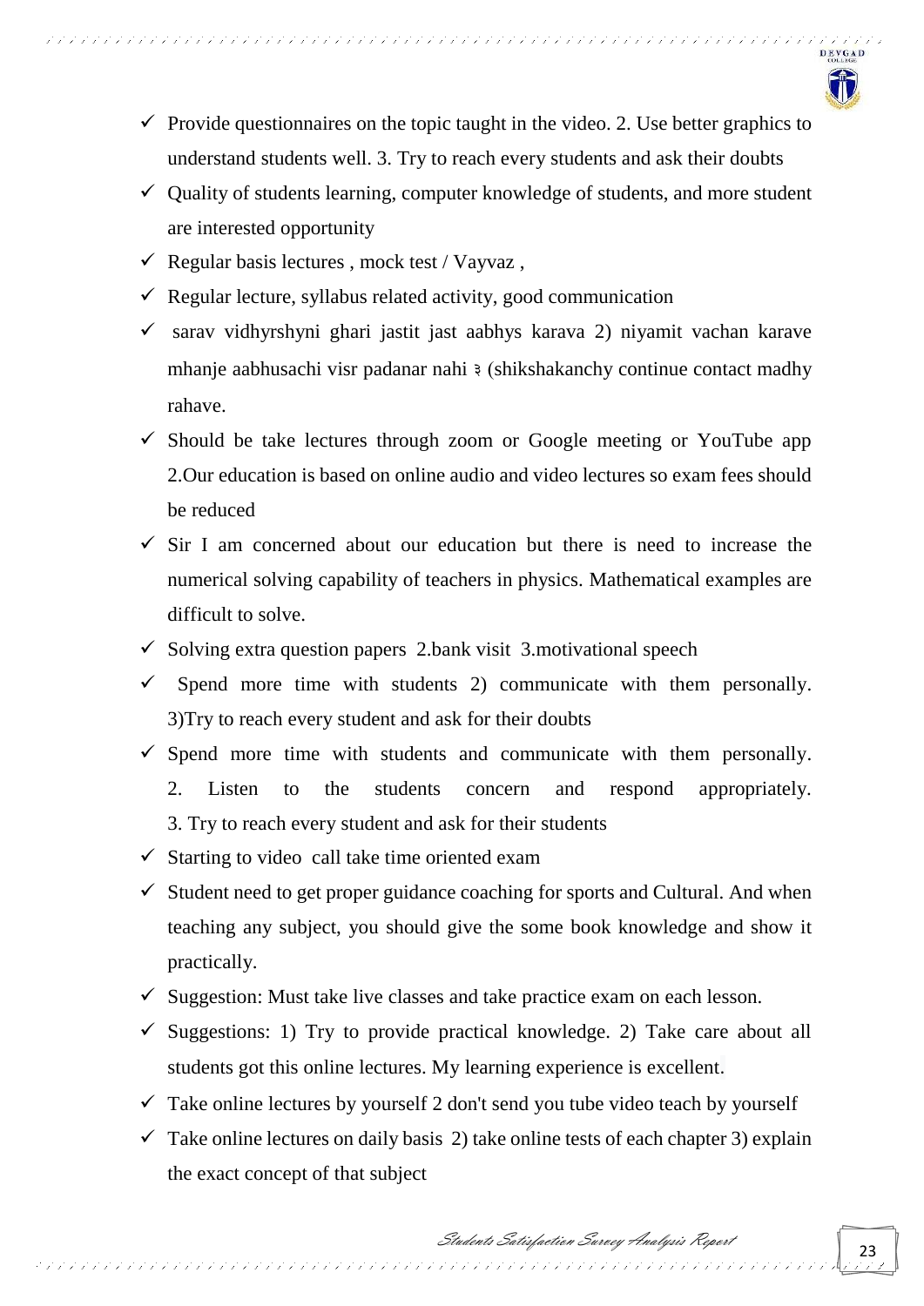- ✓ Provide questionnaires on the topic taught in the video. 2. Use better graphics to understand students well. 3. Try to reach every students and ask their doubts
- ✓ Quality of students learning, computer knowledge of students, and more student are interested opportunity
- ✓ Regular basis lectures , mock test / Vayvaz ,
- ✓ Regular lecture, syllabus related activity, good communication
- ✓ sarav vidhyrshyni ghari jastit jast aabhys karava 2) niyamit vachan karave mhanje aabhusachi visr padanar nahi ३ (shikshakanchy continue contact madhy rahave.
- ✓ Should be take lectures through zoom or Google meeting or YouTube app 2.Our education is based on online audio and video lectures so exam fees should be reduced
- ✓ Sir I am concerned about our education but there is need to increase the numerical solving capability of teachers in physics. Mathematical examples are difficult to solve.
- ✓ Solving extra question papers 2.bank visit 3.motivational speech
- ✓ Spend more time with students 2) communicate with them personally. 3)Try to reach every student and ask for their doubts
- ✓ Spend more time with students and communicate with them personally. 2. Listen to the students concern and respond appropriately. 3. Try to reach every student and ask for their students
- ✓ Starting to video call take time oriented exam
- ✓ Student need to get proper guidance coaching for sports and Cultural. And when teaching any subject, you should give the some book knowledge and show it practically.
- ✓ Suggestion: Must take live classes and take practice exam on each lesson.
- ✓ Suggestions: 1) Try to provide practical knowledge. 2) Take care about all students got this online lectures. My learning experience is excellent.
- ✓ Take online lectures by yourself 2 don't send you tube video teach by yourself
- ✓ Take online lectures on daily basis 2) take online tests of each chapter 3) explain the exact concept of that subject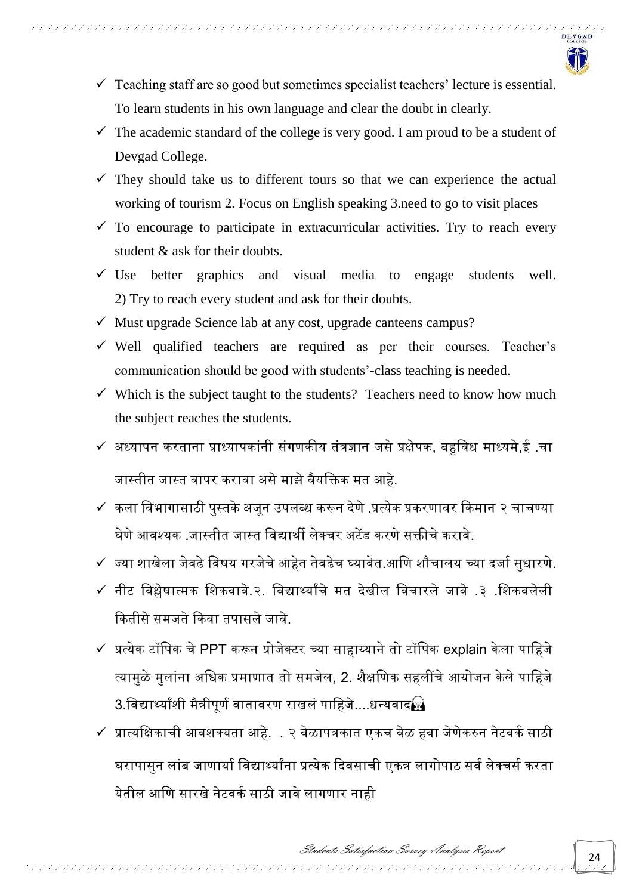- ✓ Teaching staff are so good but sometimes specialist teachers' lecture is essential. To learn students in his own language and clear the doubt in clearly.
- ✓ The academic standard of the college is very good. I am proud to be a student of Devgad College.
- ✓ They should take us to different tours so that we can experience the actual working of tourism 2. Focus on English speaking 3.need to go to visit places
- ✓ To encourage to participate in extracurricular activities. Try to reach every student & ask for their doubts.
- ✓ Use better graphics and visual media to engage students well. 2) Try to reach every student and ask for their doubts.
- ✓ Must upgrade Science lab at any cost, upgrade canteens campus?
- ✓ Well qualified teachers are required as per their courses. Teacher's communication should be good with students'-class teaching is needed.
- ✓ Which is the subject taught to the students? Teachers need to know how much the subject reaches the students.
- ✓ अध्यापन करताना प्राध्यापकांनी संगणकीय तंत्रज्ञान जसे प्रक्षेपक, बहुविध माध्यमे,ई .चा जास्तीत जास्त वापर करावा असे माझे वैयक्तिक मत आहे.
- ✓ कला विभागासाठी पुस्तके अजून उपलब्ध करून देणे .प्रत्येक प्रकरणावर किमान २ चाचण्या घेणे आवश्यक .जास्तीत जास्त विद्यार्थी लेक्चर अटेंड करणे सक्तीचे करावे.
- ✓ ज्या शाखेला जेवढे विषय गरजेचे आहेत तेवढेच घ्यावेत.आणि शौचालय च्या दर्जा सुधारणे.
- ✓ नीट विश्लेषात्मक शिकवावे.२. विद्यार्थ्यांचे मत देखील विचारले जावे .३ .शिकवलेली कितीसे समजते किवा तपासले जावे.
- ✓ प्रत्येक टॉपिक चे PPT करून प्रोजेक्टर च्या साहाय्याने तो टॉपिक explain केला पाहिजे त्यामुळे मुलांना अधिक प्रमाणात तो समजेल, 2. शैक्षणिक सहलींचे आयोजन केले पाहिजे 3.विद्यार्थ्यांशी मैत्रीपूर्ण वातावरण राखलं पाहिजे....धन्यवाद🙏
- ✓ प्रात्यक्षिकाची आवश्यता आहे. . २ वेळापत्रकात एकच वेळ हवा जेणेकरुन नेटवर्क साठी घरापासुन लांब जाणार्या विद्यार्थ्यांना प्रत्येक दिवसाची एकत्र लागोपाठ सर्व लेक्चर्स करता येतील आणि सारखे नेटवर्क साठी जावे लागणार नाही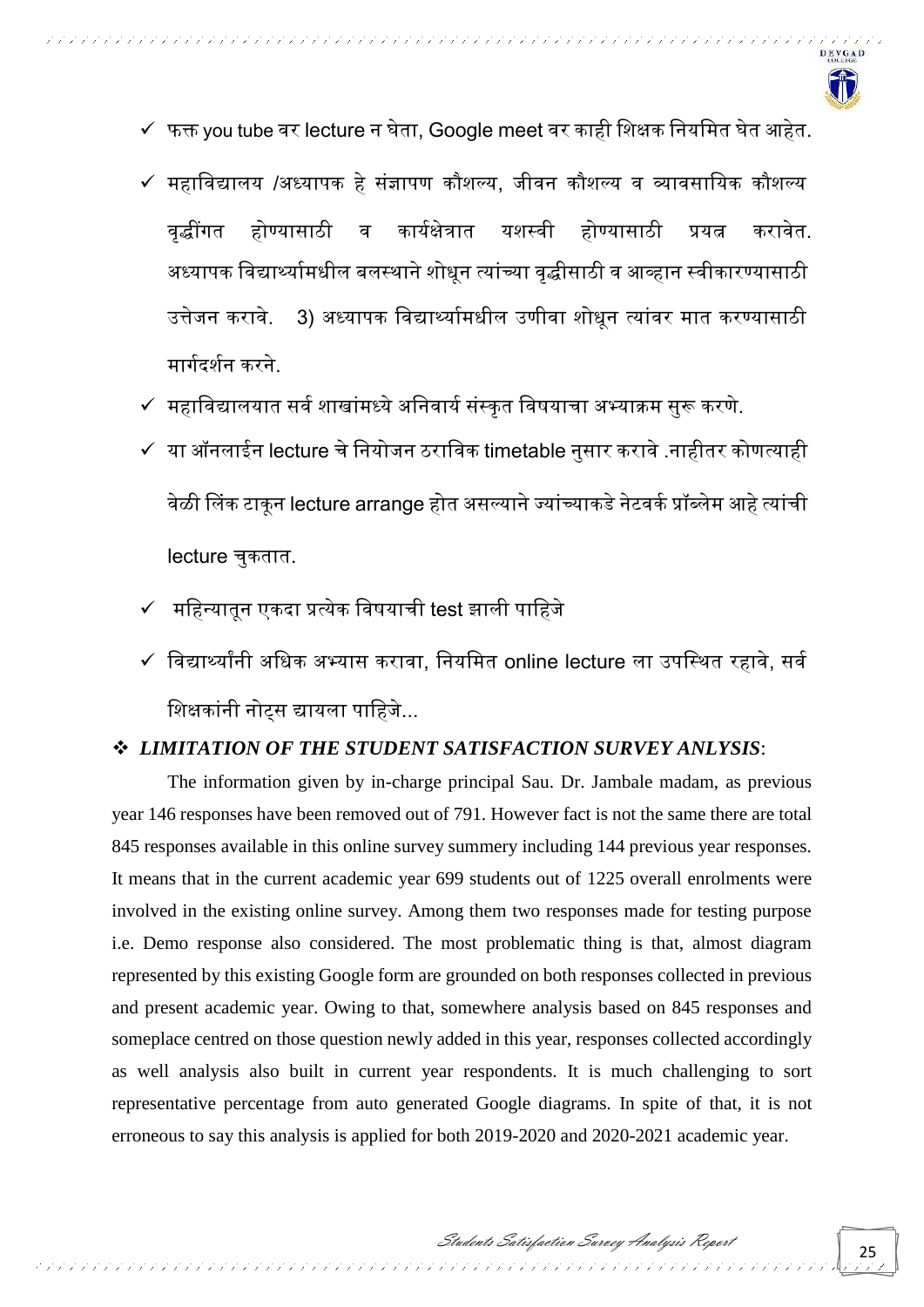- ✓ फक्त you tube वर lecture न घेता, Google meet वर काही शिक्षक नियमित घेत आहेत.
- ✓ महाविद्यालय /अध्यापक हे संज्ञापण कौशल्य, जीवन कौशल्य व व्यावसायिक कौशल्य वृद्धींगत होण्यासाठी व कार्यक्षेत्रात यशस्वी होण्यासाठी प्रयत्न करावेत. अध्यापक विद्यार्थ्यामधील बलस्थाने शोधून त्यांच्या वृद्धीसाठी व आव्हान स्वीकारण्यासाठी उत्तेजन करावे. 3) अध्यापक विद्यार्थ्यामधील उणीवा शोधून त्यांवर मात करण्यासाठी मार्गदर्शन करने.
- ✓ महाविद्यालयात सर्व शाखांमध्ये अनिवार्य संस्कृत विषयाचा अभ्याक्रम सुरू करणे.
- ✓ या ऑनलाईन lecture चे नियोजन ठराविक timetable नुसार करावे .नाहीतर कोणत्याही वेळी लिंक टाकून lecture arrange होत असल्याने ज्यांच्याकडे नेटवर्क प्रॉब्लेम आहे त्यांची lecture चुकतात.
- ✓ महिन्यातून एकदा प्रत्येक विषयाची test झाली पाहिजे
- ✓ विद्यार्थ्यांनी अधिक अभ्यास करावा, नियमित online lecture ला उपस्थित रहावे, सर्व शिक्षकांनी नोट्स द्यायला पाहिजे...

### ❖ *LIMITATION OF THE STUDENT SATISFACTION SURVEY ANLYSIS*:

The information given by in-charge principal Sau. Dr. Jambale madam, as previous year 146 responses have been removed out of 791. However fact is not the same there are total 845 responses available in this online survey summery including 144 previous year responses. It means that in the current academic year 699 students out of 1225 overall enrolments were involved in the existing online survey. Among them two responses made for testing purpose i.e. Demo response also considered. The most problematic thing is that, almost diagram represented by this existing Google form are grounded on both responses collected in previous and present academic year. Owing to that, somewhere analysis based on 845 responses and someplace centred on those question newly added in this year, responses collected accordingly as well analysis also built in current year respondents. It is much challenging to sort representative percentage from auto generated Google diagrams. In spite of that, it is not erroneous to say this analysis is applied for both 2019-2020 and 2020-2021 academic year.